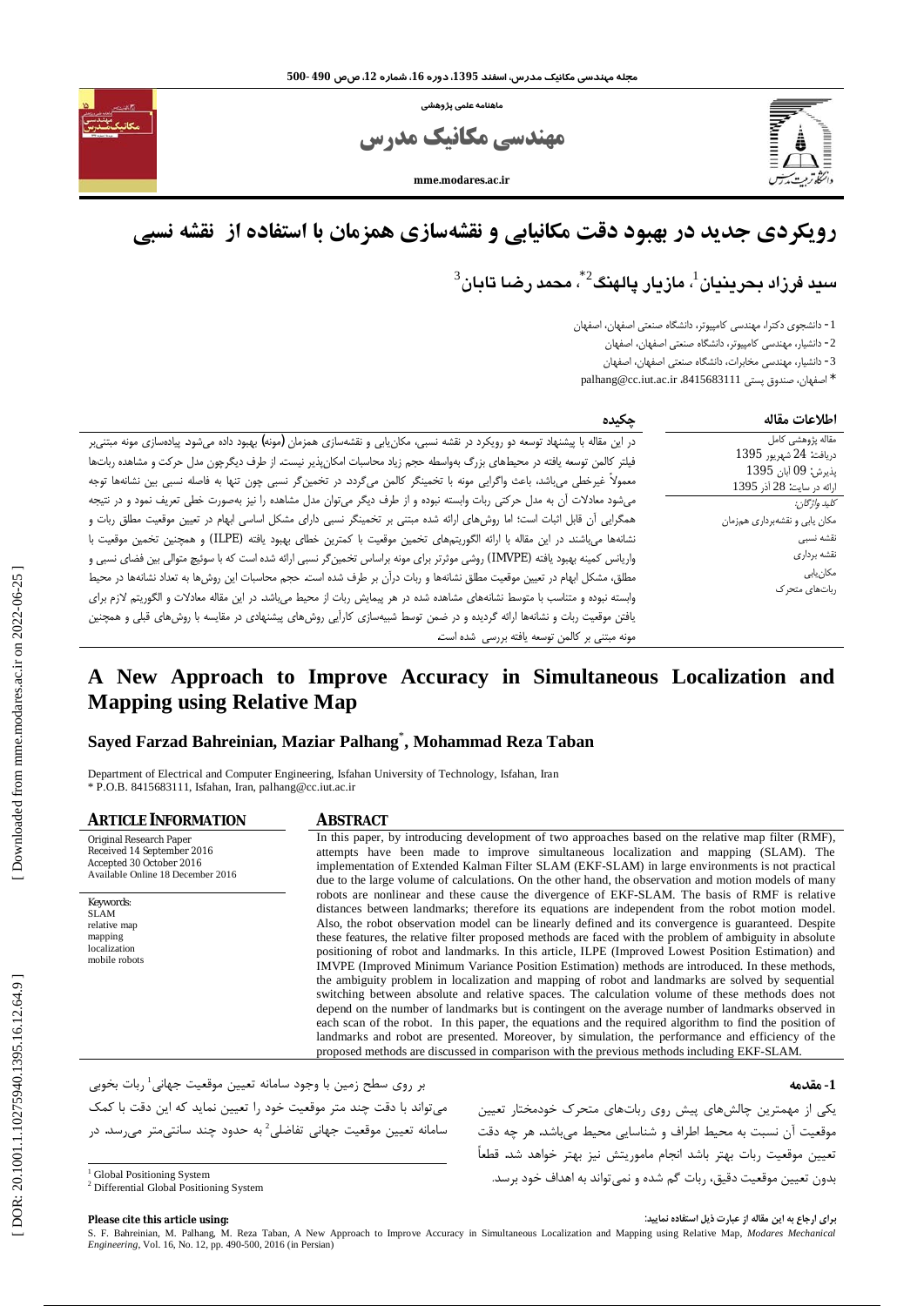ماهنامه علمی پژوهشی

مهندسی مکانیک مدرس

mme.modares.ac.ir

# رویکردی جدید در بهبود دقت مکانیابی و نقشه‌سازی همزمان با استفاده از نقشه نسبی

**سید فرزاد بحرینیان[1]، مازیار پالهنگ[2*]، محمد رضا تابان[3]**

1- دانشجوی دکترا، مهندسی کامپیوتر، دانشگاه صنعتی اصفهان، اصفهان

2- دانشیار، مهندسی کامپیوتر، دانشگاه صنعتی اصفهان، اصفهان

3- دانشیار، مهندسی مخابرات، دانشگاه صنعتی اصفهان، اصفهان

* اصفهان، صندوق پستی 8415683111، palhang@cc.iut.ac.ir

## اطلاعات مقاله

مقاله پژوهشی کامل

دریافت: 24 شهریور 1395

پذیرش: 09 آبان 1395

ارائه در سایت: 28 آذر 1395

*کلید واژگان:*

مکان یابی و نقشه‌برداری همزمان

نقشه نسبی

نقشه برداری

مکان‌یابی

ربات‌های متحرک

## چکیده

در این مقاله با پیشنهاد توسعه دو رویکرد در نقشه نسبی، مکان‌یابی و نقشه‌سازی همزمان (مونه) بهبود داده می‌شود. پیاده‌سازی مونه مبتنی‌بر فیلتر کالمن توسعه یافته در محیط‌های بزرگ به‌واسطه حجم زیاد محاسبات امکان‌پذیر نیست. از طرف دیگرچون مدل حرکت و مشاهده ربات‌ها معمولاً غیرخطی می‌باشد، باعث واگرایی مونه با تخمینگر کالمن می‌گردد. در تخمین‌گر نسبی چون تنها به فاصله نسبی بین نشانه‌ها توجه می‌شود معادلات آن به مدل حرکتی ربات وابسته نبوده و از طرف دیگر می‌توان مدل مشاهده را نیز به‌صورت خطی تعریف نمود و در نتیجه همگرایی آن قابل اثبات است؛ اما روش‌های ارائه شده مبتنی بر تخمینگر نسبی دارای مشکل اساسی ابهام در تعیین موقعیت مطلق ربات و نشانه‌ها می‌باشند. در این مقاله با ارائه الگوریتم‌های تخمین موقعیت با کمترین خطای بهبود یافته (ILPE) و همچنین تخمین موقعیت با واریانس کمینه بهبود یافته (IMVPE) روشی موثرتر برای مونه براساس تخمین‌گر نسبی ارائه شده است که با سوئیچ متوالی بین فضای نسبی و مطلق، مشکل ابهام در تعیین موقعیت مطلق نشانه‌ها و ربات درآن بر طرف شده است. حجم محاسبات این روش‌ها به تعداد نشانه‌ها در محیط وابسته نبوده و متناسب با متوسط نشانه‌های مشاهده شده در هر پیمایش ربات از محیط می‌باشد. در این مقاله معادلات و الگوریتم لازم برای یافتن موقعیت ربات و نشانه‌ها ارائه گردیده و در ضمن توسط شبیه‌سازی کارآیی روش‌های پیشنهادی در مقایسه با روش‌های قبلی و همچنین مونه مبتنی بر کالمن توسعه یافته بررسی شده است.

# A New Approach to Improve Accuracy in Simultaneous Localization and Mapping using Relative Map

**Sayed Farzad Bahreinian, Maziar Palhang*, Mohammad Reza Taban**

Department of Electrical and Computer Engineering, Isfahan University of Technology, Isfahan, Iran
* P.O.B. 8415683111, Isfahan, Iran, palhang@cc.iut.ac.ir

## ARTICLE INFORMATION

Original Research Paper
Received 14 September 2016
Accepted 30 October 2016
Available Online 18 December 2016

Keywords:
SLAM
relative map
mapping
localization
mobile robots

## ABSTRACT

In this paper, by introducing development of two approaches based on the relative map filter (RMF), attempts have been made to improve simultaneous localization and mapping (SLAM). The implementation of Extended Kalman Filter SLAM (EKF-SLAM) in large environments is not practical due to the large volume of calculations. On the other hand, the observation and motion models of many robots are nonlinear and these cause the divergence of EKF-SLAM. The basis of RMF is relative distances between landmarks; therefore its equations are independent from the robot motion model. Also, the robot observation model can be linearly defined and its convergence is guaranteed. Despite these features, the relative filter proposed methods are faced with the problem of ambiguity in absolute positioning of robot and landmarks. In this article, ILPE (Improved Lowest Position Estimation) and IMVPE (Improved Minimum Variance Position Estimation) methods are introduced. In these methods, the ambiguity problem in localization and mapping of robot and landmarks are solved by sequential switching between absolute and relative spaces. The calculation volume of these methods does not depend on the number of landmarks but is contingent on the average number of landmarks observed in each scan of the robot. In this paper, the equations and the required algorithm to find the position of landmarks and robot are presented. Moreover, by simulation, the performance and efficiency of the proposed methods are discussed in comparison with the previous methods including EKF-SLAM.

## 1- مقدمه

یکی از مهمترین چالش‌های پیش روی ربات‌های متحرک خودمختار تعیین موقعیت آن نسبت به محیط اطراف و شناسایی محیط می‌باشد. هر چه دقت تعیین موقعیت ربات بهتر باشد انجام ماموریتش نیز بهتر خواهد شد. قطعاً بدون تعیین موقعیت دقیق، ربات گم شده و نمی‌تواند به اهداف خود برسد.

بر روی سطح زمین با وجود سامانه تعیین موقعیت جهانی[1] ربات بخوبی می‌تواند با دقت چند متر موقعیت خود را تعیین نماید که این دقت با کمک سامانه تعیین موقعیت جهانی تفاضلی[2] به حدود چند سانتی‌متر می‌رسد. در

[1] Global Positioning System

[2] Differential Global Positioning System

**Please cite this article using:**

S. F. Bahreinian, M. Palhang, M. Reza Taban, A New Approach to Improve Accuracy in Simultaneous Localization and Mapping using Relative Map, *Modares Mechanical Engineering*, Vol. 16, No. 12, pp. 490-500, 2016 (in Persian)

برای ارجاع به این مقاله از عبارت ذیل استفاده نمایید: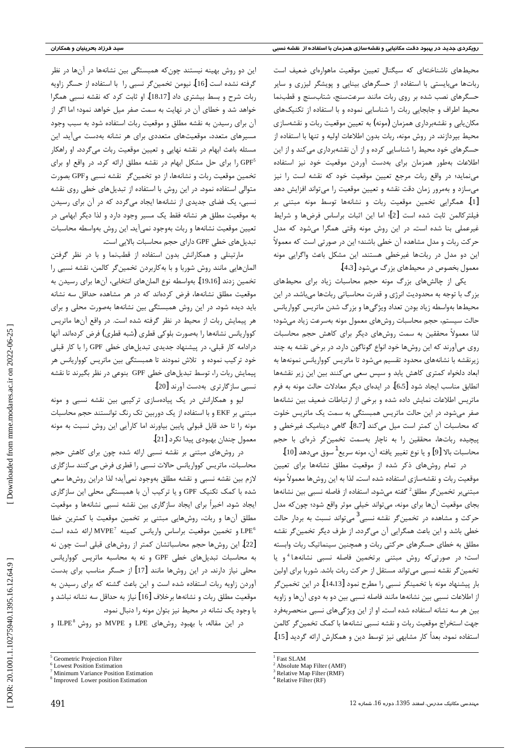محیط‌های ناشناخته‌ای که سیگنال تعیین موقعیت ماهواره‌ای ضعیف است ربات‌ها می‌بایستی با استفاده از حسگرهای بینایی و پویشگر لیزری و سایر حسگرهای نصب شده بر روی ربات مانند سرعت‌سنج، شتاب‌سنج و قطب‌نما محیط اطراف و جابجایی ربات را شناسایی نموده و با استفاده از تکنیک‌های مکان‌یابی و نقشه‌برداری همزمان (مونه) به تعیین موقعیت ربات و نقشه‌سازی محیط بپردازند. در روش مونه، ربات بدون اطلاعات اولیه و تنها با استفاده از حسگرهای خود محیط را شناسایی کرده و از آن نقشه‌برداری می‌کند و از این اطلاعات به‌طور همزمان برای به‌دست آوردن موقعیت خود نیز استفاده می‌نماید؛ در واقع ربات مرجع تعیین موقعیت خود که نقشه است را نیز می‌سازد و به‌مرور زمان دقت نقشه و تعیین موقعیت را می‌تواند افزایش دهد [1]. همگرایی تخمین موقعیت ربات و نشانه‌ها توسط مونه مبتنی بر فیلترکالمن ثابت شده است [2]؛ اما این اثبات براساس فرض‌ها و شرایط غیرعملی بنا شده است. در این روش مونه وقتی همگرا می‌شود که مدل حرکت ربات و مدل مشاهده آن خطی باشند؛ این در صورتی است که معمولاً این دو مدل در ربات‌ها غیرخطی هستند. این مشکل باعث واگرایی مونه معمول بخصوص در محیط‌های بزرگ می‌شود [4،3].

یکی از چالش‌های بزرگ مونه حجم محاسبات زیاد برای محیط‌های بزرگ با توجه به محدودیت انرژی و قدرت محاسباتی ربات‌ها می‌باشد. در این محیط‌ها به‌واسطه زیاد بودن تعداد ویژگی‌ها و بزرگ شدن ماتریس کوواریانس حالت سیستم، حجم محاسبات روش‌های معمول مونه به‌سرعت زیاد می‌شود؛ لذا معمولاً محققین به سمت روش‌های دیگر برای کاهش حجم محاسبات روی می‌آورند که این روش‌ها خود انواع گوناگون دارد. در برخی نقشه به چند زیرنقشه با نشانه‌های محدود تقسیم می‌شود تا ماتریس کوواریانس نمونه‌ها به ابعاد دلخواه کمتری کاهش یابد و سپس سعی می‌کنند بین این زیر نقشه‌ها انطباق مناسب ایجاد شود [6،5]. در ایده‌ای دیگر معادلات حالت مونه به فرم ماتریس اطلاعات نمایش داده شده و برخی از ارتباطات ضعیف بین نشانه‌ها صفر می‌شود. در این حالت ماتریس همبستگی به سمت یک ماتریس خلوت که محاسبات آن کمتر است میل می‌کند [8،7]. گاهی دینامیک غیرخطی و پیچیده ربات‌ها، محققین را به ناچار به‌سمت تخمین‌گر ذره‌ای با حجم محاسبات بالا [9] و یا نوع تغییر یافته آن، مونه سریع[1] سوق می‌دهد [10].

در تمام روش‌های ذکر شده از موقعیت مطلق نشانه‌ها برای تعیین موقعیت ربات و نقشه‌سازی استفاده شده است. لذا به این روش‌ها معمولاً مونه مبتنی‌بر تخمین‌گر مطلق[2] گفته می‌شود. استفاده از فاصله نسبی بین نشانه‌ها بجای موقعیت آن‌ها برای مونه، می‌تواند خیلی موثر واقع شود؛ چون‌که مدل حرکت و مشاهده در تخمین‌گر نقشه نسبی[3] می‌تواند نسبت به بردار حالت خطی باشد و این باعث همگرایی آن می‌گردد. از طرف دیگر تخمین‌گر نقشه مطلق به خطای حسگرهای حرکتی ربات و همچنین سینماتیک ربات وابسته است؛ در صورتی‌که روش مبتنی برتخمین فاصله نسبی نشانه‌ها[4] و یا تخمین‌گر نقشه نسبی می‌تواند مستقل از حرکت ربات باشد. شوربا برای اولین بار پیشنهاد مونه با تخمینگر نسبی را مطرح نمود [14،13]. در این تخمین‌گر از اطلاعات نسبی بین نشانه‌ها مانند فاصله نسبی بین دو به دوی آن‌ها و زاویه بین هر سه نشانه استفاده شده است. او از این ویژگی‌های نسبی منحصربه‌فرد جهت استخراج موقعیت ربات و نقشه نسبی نشانه‌ها با کمک تخمین‌گر کالمن استفاده نمود. بعداً کار مشابهی نیز توسط دین و همکارش ارائه گردید [15].

این دو روش بهینه نیستند چون‌که همبستگی بین نشانه‌ها در آن‌ها در نظر گرفته نشده است [16]. نیومن تخمین‌گر نسبی را با استفاده از حسگر زاویه ربات شرح و بسط بیشتری داد [18،17]. او ثابت کرد که نقشه نسبی همگرا خواهد شد و خطای آن در نهایت به سمت صفر میل خواهد نمود؛ اما اگر از آن برای رسیدن به نقشه مطلق و موقعیت ربات استفاده شود به سبب وجود مسیرهای متعدد، موقعیت‌های متعددی برای هر نشانه به‌دست می‌آید. این مسئله باعث ابهام در نقشه نهایی و تعیین موقعیت ربات می‌گردد. او راهکار GPF[5] را برای حل مشکل ابهام در نقشه مطلق ارائه کرد. در واقع او برای تخمین موقعیت ربات و نشانه‌ها، از دو تخمین‌گر نقشه نسبی وGPF بصورت متوالی استفاده نمود. در این روش با استفاده از تبدیل‌های خطی روی نقشه نسبی، یک فضای جدیدی از نشانه‌ها ایجاد می‌گردد که در آن برای رسیدن به موقعیت مطلق هر نشانه فقط یک مسیر وجود دارد و لذا دیگر ابهامی در تعیین موقعیت نشانه‌ها و ربات به‌وجود نمی‌آید. این روش به‌واسطه محاسبات تبدیل‌های خطی GPF دارای حجم محاسبات بالایی است.

مارتینلی و همکارانش بدون استفاده از قطب‌نما و با در نظر گرفتن المان‌هایی مانند روش شوربا و با به‌کاربردن تخمین‌گر کالمن، نقشه نسبی را تخمین زدند [19،16]. به‌واسطه نوع المان‌های انتخابی، آن‌ها برای رسیدن به موقعیت مطلق نشانه‌ها، فرض کرده‌اند که در هر مشاهده حداقل سه نشانه باید دیده شود. در این روش همبستگی بین نشانه‌ها به‌صورت محلی و برای هر پیمایش ربات از محیط در نظر گرفته شده است. در واقع آن‌ها ماتریس کوواریانس نشانه‌ها را بصورت بلوکی قطری (شبه قطری) فرض کرده‌اند. آنها درادامه کار قبلی، در پیشنهاد جدیدی تبدیل‌های خطی GPF را با کار قبلی خود ترکیب نموده و تلاش نمودند تا همبستگی بین ماتریس کوواریانس هر پیمایش ربات را، توسط تبدیل‌های خطی GPF بنوعی در نظر بگیرند تا نقشه نسبی سازگارتری به‌دست آورند [20].

لیو و همکارانش در یک پیاده‌سازی ترکیبی بین نقشه نسبی و مونه مبتنی بر EKF و با استفاده از یک دوربین تک رنگ توانستند حجم محاسبات مونه را تا حد قابل قبولی پایین بیاورند اما کارآیی این روش نسبت به مونه معمول چندان بهبودی پیدا نکرد [21].

در روش‌های مبتنی بر نقشه نسبی ارائه شده چون برای کاهش حجم محاسبات، ماتریس کوواریانس حالات نسبی را قطری فرض می‌کنند سازگاری لازم بین نقشه نسبی و نقشه مطلق به‌وجود نمی‌آید؛ لذا دراین روش‌ها سعی شده با کمک تکنیک GPF و یا ترکیب آن با همبستگی محلی این سازگاری ایجاد شود. اخیراً برای ایجاد سازگاری بین نقشه نسبی نشانه‌ها و موقعیت مطلق آن‌ها و ربات، روش‌هایی مبتنی بر تخمین موقعیت با کمترین خطا LPE[6] و تخمین موقعیت براساس واریانس کمینه MVPE[7] ارائه شده است [22]. این روش‌ها حجم محاسباتشان کمتر از روش‌های قبلی است چون نه به محاسبات تبدیل‌های خطی GPF و نه به محاسبه ماتریس کوواریانس محلی نیاز دارند. در این روش‌ها مانند [17] از حسگر مناسب برای بدست آوردن زاویه ربات استفاده شده است و این باعث گشته که برای رسیدن به موقعیت مطلق ربات و نشانه‌ها برخلاف [16] نیاز به حداقل سه نشانه نباشد و با وجود یک نشانه در محیط نیز بتوان مونه را دنبال نمود.

در این مقاله، با بهبود روش‌های LPE و MVPE دو روش ILPE[8] و

---

[1] Fast SLAM
[2] Absolute Map Filter (AMF)
[3] Relative Map Filter (RMF)
[4] Relative Filter (RF)
[5] Geometric Projection Filter
[6] Lowest Position Estimation
[7] Minimum Variance Position Estimation
[8] Improved Lower position Estimation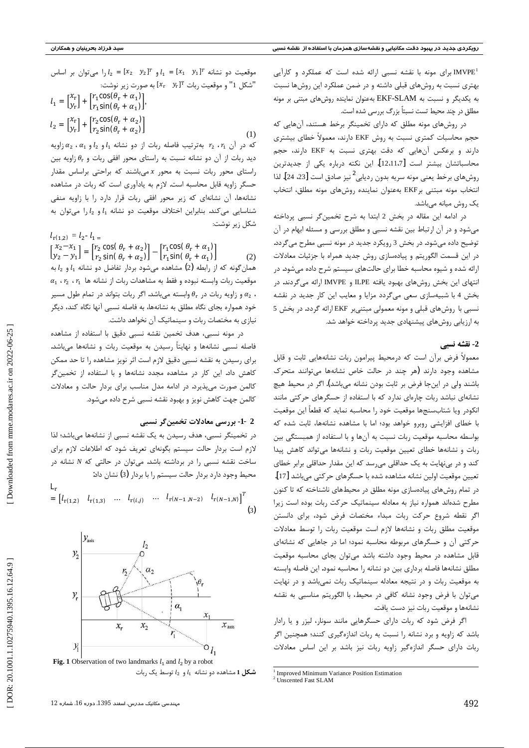IMVPE[1] برای مونه با نقشه نسبی ارائه شده است که عملکرد و کارآیی بهتری نسبت به روش‌های قبلی داشته و در ضمن عملکرد این روش‌ها نسبت به یکدیگر و نسبت به EKF-SLAM به‌عنوان نماینده روش‌های مبتنی بر مونه مطلق در چند محیط تست نسبتاً بزرگ بررسی شده است.

در روش‌های مونه مطلق که دارای تخمینگر برخط هستند، آن‌هایی که حجم محاسبات کمتری نسبت به روش EKF دارند، معمولاً خطای بیشتری دارند و برعکس آن‌هایی که دقت بهتری نسبت به EKF دارند، حجم محاسباتشان بیشتر است [12،11،7]. این نکته درباره یکی از جدیدترین روش‌های برخط یعنی مونه سریه بدون ردیابی[2] نیز صادق است [23، 24]. لذا انتخاب مونه مبتنی برEKF به‌عنوان نماینده روش‌های مونه مطلق، انتخاب یک روش میانه می‌باشد.

در ادامه این مقاله در بخش 2 ابتدا به شرح تخمین‌گر نسبی پرداخته می‌شود و در آن ارتباط بین نقشه نسبی و مطلق بررسی و مسئله ابهام در آن توضیح داده می‌شود. در بخش 3 رویکرد جدید در مونه نسبی مطرح می‌گردد. در این قسمت الگوریتم و پیاده‌سازی روش جدید همراه با جزئیات معادلات ارائه شده و شیوه محاسبه خطا برای حالت‌های سیستم شرح داده می‌شود. در انتهای این بخش روش‌های بهبود یافته ILPE و IMVPE ارائه می‌گردند. در بخش 4 با شبیه‌سازی سعی می‌گردد مزایا و معایب این کار جدید در نقشه نسبی با روش‌های قبلی و مونه معمولی مبتنی‌بر EKF ارائه گردد. در بخش 5 به ارزیابی روش‌های پیشنهادی جدید پرداخته خواهد شد.

## 2- نقشه نسبی

معمولاً فرض برآن است که درمحیط پیرامون ربات نشانه‌هایی ثابت و قابل مشاهده وجود دارند (هر چند در حالت خاص نشانه‌ها می‌توانند متحرک باشند ولی در این‌جا فرض بر ثابت بودن نشانه می‌باشد). اگر در محیط هیچ نشانه‌ای نباشد ربات چاره‌ای ندارد که با استفاده از حسگرهای حرکتی مانند انکودر ویا شتاب‌سنج‌ها موقعیت خود را محاسبه نماید که قطعاً این موقعیت با خطای افزایشی روبرو خواهد بود؛ اما با مشاهده نشانه‌ها، ثابت شده که بواسطه محاسبه موقعیت ربات نسبت به آن‌ها و با استفاده از همبستگی بین ربات و نشانه‌ها خطای تعیین موقعیت ربات و نشانه‌ها می‌تواند کاهش پیدا کند و در بی‌نهایت به یک حداقلی می‌رسد که این مقدار حداقلی برابر خطای تعیین موقعیت اولین نشانه مشاهده شده با حسگرهای حرکتی می‌باشد [17].

در تمام روش‌های پیاده‌سازی مونه مطلق در محیط‌های ناشناخته که تا کنون مطرح شده‌اند همواره نیاز به معادله سینماتیک حرکت ربات بوده است زیرا اگر نقطه شروع حرکت ربات مبداء مختصات فرض شود، برای دانستن موقعیت مطلق ربات و نشانه‌ها لازم است موقعیت ربات را توسط معادلات حرکتی آن و حسگرهای مربوطه محاسبه نمود؛ اما در جاهایی که نشانه‌ای قابل مشاهده در محیط وجود داشته باشد می‌توان بجای محاسبه موقعیت مطلق نشانه‌ها فاصله برداری بین دو نشانه را محاسبه نمود. این فاصله وابسته به موقعیت ربات و در نتیجه معادله سینماتیک ربات نمی‌باشد و در نهایت می‌توان با فرض وجود نشانه کافی در محیط، با الگوریتم مناسبی به نقشه نشانه‌ها و موقعیت ربات نیز دست یافت.

اگر فرض شود که ربات دارای حسگرهایی مانند سونار، لیزر و یا رادار باشد که زاویه و برد نشانه را نسبت به ربات اندازه‌گیری کنند؛ همچنین اگر ربات دارای حسگر اندازه‌گیر زاویه ربات نیز باشد بر این اساس معادلات موقعیت دو نشانه $l_1 = [x_1 \quad y_1]^T$ و $l_2 = [x_2 \quad y_2]^T$ را می‌توان بر اساس "شکل 1" و موقعیت ربات $[x_r \quad y_r]^T$ به صورت زیر نوشت:

$$l_1 = \begin{bmatrix} x_r \\ y_r \end{bmatrix} + \begin{bmatrix} r_1 \cos(\theta_r + \alpha_1) \\ r_1 \sin(\theta_r + \alpha_1) \end{bmatrix},$$
$$l_2 = \begin{bmatrix} x_r \\ y_r \end{bmatrix} + \begin{bmatrix} r_2 \cos(\theta_r + \alpha_2) \\ r_2 \sin(\theta_r + \alpha_2) \end{bmatrix} \quad (1)$$

که در آن $r_1$، $r_2$ به‌ترتیب فاصله ربات از دو نشانه $l_1$ و $l_2$ و $\alpha_1$، $\alpha_2$ زاویه دید ربات از آن دو نشانه نسبت به راستای محور افقی ربات و $\theta_r$ زاویه بین راستای محور ربات نسبت به محور $x$ می‌باشند که به‌راحتی براساس مقدار حسگر زاویه قابل محاسبه است. لازم به یادآوری است که ربات در مشاهده نشانه‌ها، آن نشانه‌ای که زیر محور افقی ربات قرار دارد را با زاویه منفی شناسایی می‌کند. بنابراین اختلاف موقعیت دو نشانه $l_1$ و $l_2$ را می‌توان به شکل زیر نوشت:

$$l_{r(1,2)} = l_2 - l_1 = \begin{bmatrix} x_2 - x_1 \\ y_2 - y_1 \end{bmatrix} = \begin{bmatrix} r_2 \cos(\theta_r + \alpha_2) \\ r_2 \sin(\theta_r + \alpha_2) \end{bmatrix} - \begin{bmatrix} r_1 \cos(\theta_r + \alpha_1) \\ r_1 \sin(\theta_r + \alpha_1) \end{bmatrix} \quad (2)$$

همان‌گونه که از رابطه (2) مشاهده می‌شود بردار تفاضل دو نشانه $l_1$ و $l_2$ به موقعیت ربات وابسته نبوده و فقط به مشاهدات ربات از نشانه ها $r_1$، $r_2$، $\alpha_1$، $\alpha_2$ و زاویه ربات در $\theta_r$ وابسته می‌باشد. اگر ربات بتواند در تمام طول مسیر خود همواره بجای نگاه مطلق به نشانه‌ها، به فاصله نسبی آنها نگاه کند، دیگر نیازی به مختصات ربات و سینماتیک آن نخواهد داشت.

در مونه نسبی، هدف تخمین نقشه نسبی دقیق با استفاده از مشاهده فاصله نسبی نشانه‌ها و نهایتاً رسیدن به موقعیت ربات و نشانه‌ها می‌باشد. برای رسیدن به نقشه نسبی دقیق لازم است اثر نویز مشاهده را تا حد ممکن کاهش داد. این کار در مشاهده مجدد نشانه‌ها و با استفاده از تخمین‌گر کالمن صورت می‌پذیرد. در ادامه مدل مناسب برای بردار حالت و معادلات کالمن جهت کاهش نویز و بهبود نقشه نسبی شرح داده می‌شود.

### 2-1- بررسی معادلات تخمین‌گر نسبی

در تخمینگر نسبی، هدف رسیدن به یک نقشه نسبی از نشانه‌ها می‌باشد؛ لذا لازم است بردار حالت سیستم بگونه‌ای تعریف شود که اطلاعات لازم برای ساخت نقشه نسبی را در برداشته باشد. می‌توان در حالتی که $N$ نشانه در محیط وجود دارد بردار حالت سیستم را با بردار (3) نشان داد:

$$\mathrm{L_r} = \begin{bmatrix} l_{r(1,2)} & l_{r(1,3)} & \cdots & l_{r(i,j)} & \cdots & l_{r(N-1,N-2)} & l_{r(N-1,N)} \end{bmatrix}^T \quad (3)$$

**Fig. 1** Observation of two landmarks $l_1$ and $l_2$ by a robot

**شکل 1** مشاهده دو نشانه $l_1$ و $l_2$ توسط یک ربات

---

[1] Improved Minimum Variance Position Estimation

[2] Unscented Fast SLAM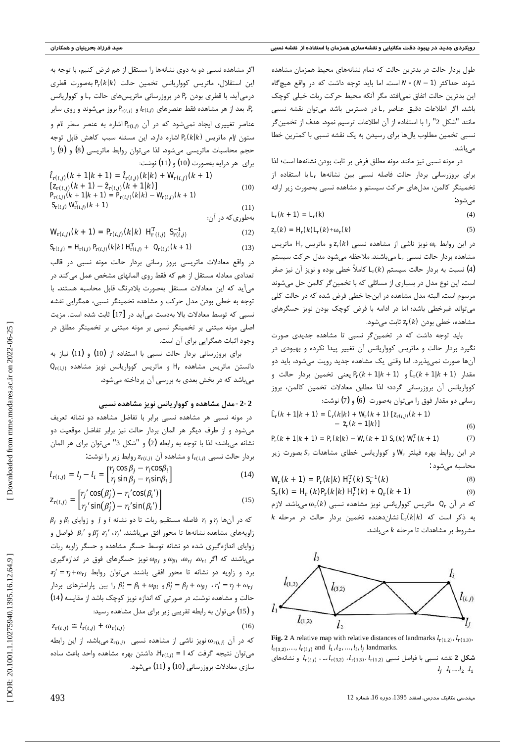طول بردار حالت در بدترین حالت که تمام نشانه‌های محیط همزمان مشاهده شوند حداکثر $N * (N-1)$ است. اما باید توجه داشت که در واقع هیچ‌گاه این بدترین حالت اتفاق نمی‌افتد مگر آنکه محیط حرکت ربات خیلی کوچک باشد. اگر اطلاعات دقیق عناصر $\mathrm{L_r}$ در دسترس باشد می‌توان نقشه نسبی مانند "شکل 2" را با استفاده از آن اطلاعات ترسیم نمود. هدف از تخمین‌گر نسبی تخمین مطلوب یال‌ها برای رسیدن به یک نقشه نسبی با کمترین خطا می‌باشد.

در مونه نسبی نیز مانند مونه مطلق فرض بر ثابت بودن نشانه‌ها است؛ لذا برای بروزرسانی بردار حالت فاصله نسبی بین نشانه‌ها $\mathrm{L_r}$ با استفاده از تخمینگر کالمن، مدل‌های حرکت سیستم و مشاهده نسبی به‌صورت زیر ارائه می‌شود:

$$\mathrm{L_r}(k+1) = \mathrm{L_r}(k) \tag{4}$$

$$\mathrm{z_r}(k) = \mathrm{H_r}(k)\mathrm{L_r}(k) + \omega_r(k) \tag{5}$$

در این روابط $\omega_r$ نویز ناشی از مشاهده نسبی $\mathrm{z_r}(k)$ و ماتریس $\mathrm{H_r}$ ماتریس مشاهده بردار حالت نسبی $\mathrm{L_r}$ می‌باشند. ملاحظه می‌شود مدل حرکت سیستم (4) نسبت به بردار حالت سیستم $\mathrm{L_r}(k)$ کاملاً خطی بوده و نویز آن نیز صفر است. این نوع مدل در بسیاری از مسائلی که با تخمین‌گر کالمن حل می‌شوند مرسوم است. البته مدل مشاهده در این‌جا خطی فرض شده که در حالت کلی می‌تواند غیرخطی باشد؛ اما در ادامه با فرض کوچک بودن نویز حسگرهای مشاهده، خطی بودن $\mathrm{z_r}(k)$ ثابت می‌شود.

باید توجه داشت که در تخمین‌گر نسبی تا مشاهده جدیدی صورت نگیرد بردار حالت و ماتریس کوواریانس آن تغییر پیدا نکرده و بهبودی در آن‌ها صورت نمی‌پذیرد. اما وقتی یک مشاهده جدید رویت می‌شود، باید دو مقدار $\hat{\mathrm{L}}_{\mathrm{r}}(k+1|k+1)$ و $\mathrm{P_r}(k+1|k+1)$ یعنی تخمین بردار حالت و کوواریانس آن بروزرسانی گردد؛ لذا مطابق معادلات تخمین کالمن، بروز رسانی دو مقدار فوق را می‌توان به‌صورت (6) و (7) نوشت:

$$\hat{\mathrm{L}}_{\mathrm{r}}(k+1|k+1) = \hat{\mathrm{L}}_{\mathrm{r}}(k|k) + \mathrm{W_r}(k+1)\,[\mathrm{z}_{\mathrm{r}(i,j)}(k+1) - \hat{\mathrm{z}}_{\mathrm{r}}(k+1|k)] \tag{6}$$

$$\mathrm{P_r}(k+1|k+1) = \mathrm{P_r}(k|k) - \mathrm{W_r}(k+1)\,\mathrm{S_r}(k)\,\mathrm{W_r^T}(k+1) \tag{7}$$

در این روابط بهره فیلتر $\mathrm{W_r}$ و کوواریانس خطای مشاهدات $S_r$ به‌صورت زیر محاسبه می‌شود:

$$\mathrm{W_r}(k+1) = \mathrm{P_r}(k|k)\,\mathrm{H_r^T}(k)\,\mathrm{S_r^{-1}}(k) \tag{8}$$

$$\mathrm{S_r}(k) = \mathrm{H_r}(k)\mathrm{P_r}(k|k)\,\mathrm{H_r^T}(k) + \mathrm{Q_r}(k+1) \tag{9}$$

که در آن $\mathrm{Q_r}$ ماتریس کوواریانس نویز مشاهده نسبی $\omega_r(k)$ می‌باشد. لازم به ذکر است که $\hat{\mathrm{L}}_{\mathrm{r}}(k|k)$ نشان‌دهنده تخمین بردار حالت در مرحله $k$ مشروط بر مشاهدات تا مرحله $k$ می‌باشد.

**Fig. 2** A relative map with relative distances of landmarks $l_{r(1,2)}, l_{r(1,3)}, l_{r(3,2)}, \ldots, l_{r(i,j)}$ and $l_1, l_2, \ldots, l_i, l_j$ landmarks.

**شکل 2** نقشه نسبی با فواصل نسبی $l_{r(1,2)}$، $l_{r(1,3)}$، $l_{r(3,2)}$، ...، $l_{r(i,j)}$ و نشانه‌های $l_1$، $l_2$، ...، $l_i$، $l_j$

اگر مشاهده نسبی دو به دوی نشانه‌ها را مستقل از هم فرض کنیم، با توجه به این استقلال، ماتریس کوواریانس تخمین حالت $\mathrm{P_r}(k|k)$ به‌صورت قطری درمی‌آید. با قطری بودن $\mathrm{P_r}$ در بروزرسانی ماتریس‌های حالت $\mathrm{L_r}$ و کوواریانس $\mathrm{P_r}$، بعد از هر مشاهده فقط عنصرهای $l_{\mathrm{r}(i,j)}$ و $\mathrm{P}_{\mathrm{r}(i,j)}$ بروز می‌شوند و روی سایر عناصر تغییری ایجاد نمی‌شود که در آن $\mathrm{P}_{\mathrm{r}(i,j)}$ اشاره به عنصر سطر $i$ام و ستون $j$ام ماتریس $\mathrm{P_r}(k|k)$ اشاره دارد. این مسئله سبب کاهش قابل توجه حجم محاسبات ماتریسی می‌شود. لذا می‌توان روابط ماتریسی (8) و (9) را برای هر درایه به‌صورت (10) و (11) نوشت:

$$\hat{l}_{\mathrm{r}(i,j)}(k+1|k+1) = \hat{l}_{\mathrm{r}(i,j)}(k|k) + \mathrm{W}_{\mathrm{r}(i,j)}(k+1)\,[\mathrm{z}_{\mathrm{r}(i,j)}(k+1) - \hat{\mathrm{z}}_{\mathrm{r}(i,j)}(k+1|k)] \tag{10}$$

$$\mathrm{P}_{\mathrm{r}(i,j)}(k+1|k+1) = \mathrm{P}_{\mathrm{r}(i,j)}(k|k) - \mathrm{W}_{\mathrm{r}(i,j)}(k+1)\,\mathrm{S}_{\mathrm{r}(i,j)}\,\mathrm{W}^{\mathrm{T}}_{\mathrm{r}(i,j)}(k+1) \tag{11}$$

به‌طوری‌که در آن:

$$\mathrm{W}_{\mathrm{r}(i,j)}(k+1) = \mathrm{P}_{\mathrm{r}(i,j)}(k|k)\;\mathrm{H}^{\mathrm{T}}_{\mathrm{r}(i,j)}\;\mathrm{S}^{-1}_{\mathrm{r}(i,j)} \tag{12}$$

$$\mathrm{S}_{\mathrm{r}(i,j)} = \mathrm{H}_{\mathrm{r}(i,j)}\,\mathrm{P}_{\mathrm{r}(i,j)}(k|k)\,\mathrm{H}^{\mathrm{T}}_{\mathrm{r}(i,j)} + \mathrm{Q}_{\mathrm{r}(i,j)}(k+1) \tag{13}$$

در واقع معادلات ماتریسی بروز رسانی بردار حالت مونه نسبی در قالب تعدادی معادله مستقل از هم که فقط روی المانهای مشخص عمل می‌کند در می‌آید که این معادلات مستقل به‌صورت بلادرنگ قابل محاسبه هستند. با توجه به خطی بودن مدل حرکت و مشاهده تخمینگر نسبی، همگرایی نقشه نسبی که توسط معادلات بالا به‌دست می‌آید در [17] ثابت شده است. مزیت اصلی مونه مبتنی بر تخمینگر نسبی بر مونه مبتنی بر تخمینگر مطلق در وجود اثبات همگرایی برای آن است.

برای بروزرسانی بردار حالت نسبی با استفاده از (10) و (11) نیاز به دانستن ماتریس مشاهده $\mathrm{H_r}$ و ماتریس کوواریانس نویز مشاهده $\mathrm{Q}_{\mathrm{r}(i,j)}$ می‌باشد که در بخش بعدی به بررسی آن پرداخته می‌شود.

## 2-2- مدل مشاهده و کوواریانس نویز مشاهده نسبی

در مونه نسبی هر مشاهده نسبی برابر با تفاضل مشاهده دو نشانه تعریف می‌شود و از طرف دیگر هر المان بردار حالت نیز برابر تفاضل موقعیت دو نشانه می‌باشد؛ لذا با توجه به رابطه (2) و "شکل 3" می‌توان برای هر المان بردار حالت نسبی $l_{\mathrm{r}(i,j)}$ و مشاهده آن $z_{\mathrm{r}(i,j)}$ روابط زیر را نوشت:

$$l_{\mathrm{r}(i,j)} = l_j - l_i = \begin{bmatrix} r_j\cos\beta_j - r_i\cos\beta_i \\ r_j\sin\beta_j - r_i\sin\beta_i \end{bmatrix} \tag{14}$$

$$\mathrm{z}_{\mathrm{r}(i,j)} = \begin{bmatrix} r_j'\cos(\beta_j') - r_i'\cos(\beta_i') \\ r_j'\sin(\beta_j') - r_i'\sin(\beta_i') \end{bmatrix} \tag{15}$$

که در آن‌ها $r_j$ و $r_i$ فاصله مستقیم ربات تا دو نشانه $i$ و $j$ و زوایای $\beta_i$ و $\beta_j$ زاویه‌های مشاهده نشانه‌ها تا محور افق می‌باشند. $r_j'$، $r_i'$، $\beta_j'$ و $\beta_i'$ فواصل و زوایای اندازه‌گیری شده دو نشانه توسط حسگر مشاهده و حسگر زاویه ربات می‌باشند که اگر $\omega_{ri}$، $\omega_{rj}$، $\omega_{\beta i}$ و $\omega_{\beta j}$ نویز حسگرهای فوق در اندازه‌گیری برد و زاویه دو نشانه تا محور افقی باشند می‌توان روابط $r_j' = r_j + \omega_{rj}$، $r_i' = r_j + \omega_{rj}$، $\beta_j' = \beta_j + \omega_{\beta j}$ و $\beta_i' = \beta_i + \omega_{\beta i}$ را بین پارامترهای بردار حالت و مشاهده نوشت. در صورتی که اندازه نویز کوچک باشد از مقایسه (14) و (15) می‌توان به رابطه تقریبی زیر برای مدل مشاهده رسید:

$$\mathrm{z}_{\mathrm{r}(i,j)} \cong l_{\mathrm{r}(i,j)} + \omega_{\mathrm{r}(i,j)} \tag{16}$$

که در آن $\omega_{\mathrm{r}(i,j)}$ نویز ناشی از مشاهده نسبی $\mathrm{z}_{\mathrm{r}(i,j)}$ می‌باشد. از این رابطه می‌توان نتیجه گرفت که $\mathrm{H}_{\mathrm{r}(i,j)} = \mathrm{I}$. داشتن بهره مشاهده واحد باعث ساده سازی معادلات بروزرسانی (10) و (11) می‌شود.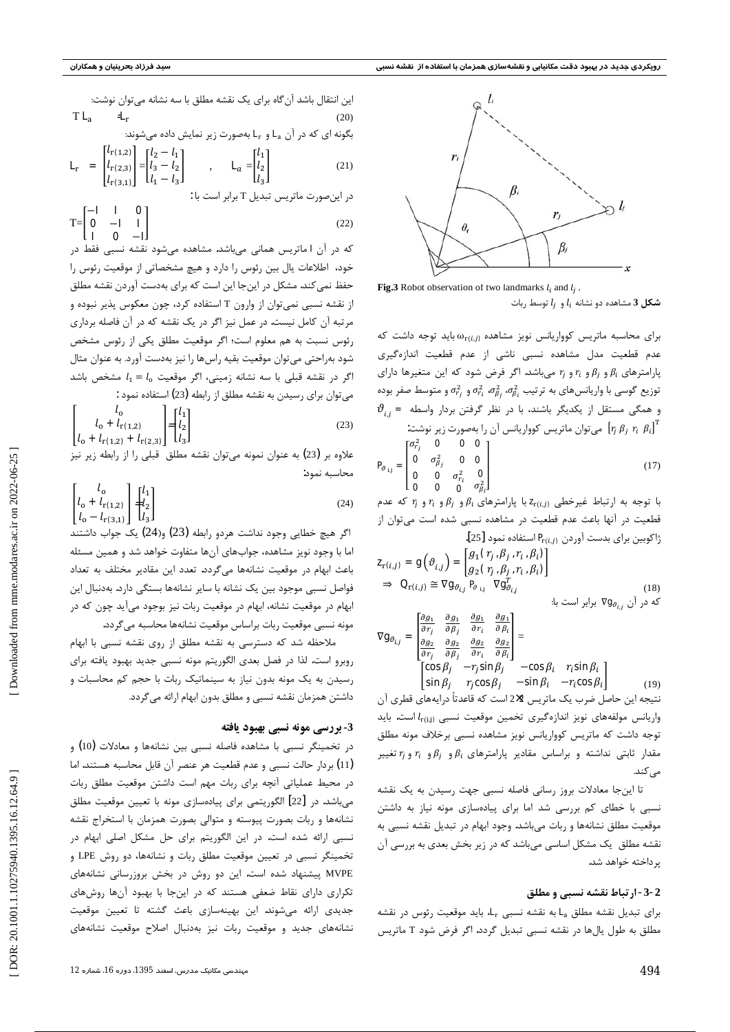**Fig.3** Robot observation of two landmarks $l_i$ and $l_j$.

**شکل 3** مشاهده دو نشانه $l_i$ و $l_j$ توسط ربات

برای محاسبه ماتریس کوواریانس نویز مشاهده $\omega_{r(i,j)}$ باید توجه داشت که عدم قطعیت مدل مشاهده نسبی ناشی از عدم قطعیت اندازه‌گیری پارامترهای $\beta_i$ و $\beta_j$ و $r_i$ و $r_j$ می‌باشد. اگر فرض شود که این متغیرها دارای توزیع گوسی با واریانس‌های به ترتیب $\sigma_{\beta_i}^2$، $\sigma_{r_i}^2$، $\sigma_{\beta_j}^2$ و $\sigma_{r_j}^2$ و متوسط صفر بوده و همگی مستقل از یکدیگر باشند، با در نظر گرفتن بردار واسطه $\vartheta_{i,j} = [r_j\ \beta_j\ r_i\ \beta_i]^T$ می‌توان ماتریس کوواریانس آن را به‌صورت زیر نوشت:

$$\mathrm{P}_{\vartheta_{i,j}} = \begin{bmatrix} \sigma_{r_j}^2 & 0 & 0 & 0 \\ 0 & \sigma_{\beta_j}^2 & 0 & 0 \\ 0 & 0 & \sigma_{r_i}^2 & 0 \\ 0 & 0 & 0 & \sigma_{\beta_i}^2 \end{bmatrix} \tag{17}$$

با توجه به ارتباط غیرخطی $\mathrm{z}_{r(i,j)}$ با پارامترهای $\beta_i$ و $\beta_j$ و $r_i$ و $r_j$ که عدم قطعیت در آنها باعث عدم قطعیت در مشاهده نسبی شده است می‌توان از ژاکوبین برای بدست آوردن $\mathrm{P}_{r(i,j)}$ استفاده نمود [25].

$$\mathrm{z}_{r(i,j)} = \mathrm{g}(\vartheta_{i,j}) = \begin{bmatrix} g_1(r_j, \beta_j, r_i, \beta_i) \\ g_2(r_j, \beta_j, r_i, \beta_i) \end{bmatrix}$$
$$\Rightarrow\ \mathrm{Q}_{r(i,j)} \cong \nabla \mathrm{g}_{\vartheta_{i,j}}\ \mathrm{P}_{\vartheta_{i,j}}\ \nabla \mathrm{g}_{\vartheta_{i,j}}^T \tag{18}$$

که در آن $\nabla \mathrm{g}_{\vartheta_{i,j}}$ برابر است با:

$$\nabla \mathrm{g}_{\vartheta_{i,j}} = \begin{bmatrix} \frac{\partial g_1}{\partial r_j} & \frac{\partial g_1}{\partial \beta_j} & \frac{\partial g_1}{\partial r_i} & \frac{\partial g_1}{\partial \beta_i} \\ \frac{\partial g_2}{\partial r_j} & \frac{\partial g_2}{\partial \beta_j} & \frac{\partial g_2}{\partial r_i} & \frac{\partial g_2}{\partial \beta_i} \end{bmatrix} = \begin{bmatrix} \cos\beta_j & -r_j \sin\beta_j & -\cos\beta_i & r_i \sin\beta_i \\ \sin\beta_j & r_j \cos\beta_j & -\sin\beta_i & -r_i \cos\beta_i \end{bmatrix} \tag{19}$$

نتیجه این حاصل ضرب یک ماتریس $2\times2$ است که قاعدتاً درایه‌های قطری آن واریانس مولفه‌های نویز اندازه‌گیری تخمین موقعیت نسبی $l_{r(i,j)}$ است. باید توجه داشت که ماتریس کوواریانس نویز مشاهده نسبی برخلاف مونه مطلق مقدار ثابتی نداشته و براساس مقادیر پارامترهای $\beta_i$ و $\beta_j$ و $r_i$ و $r_j$ تغییر می‌کند.

تا اینجا معادلات بروز رسانی فاصله نسبی جهت رسیدن به یک نقشه نسبی با خطای کم بررسی شد اما برای پیاده‌سازی مونه نیاز به داشتن موقعیت مطلق نشانه‌ها و ربات می‌باشد. وجود ابهام در تبدیل نقشه نسبی به نقشه مطلق یک مشکل اساسی می‌باشد که در زیر بخش بعدی به بررسی آن پرداخته خواهد شد.

### 2-3- ارتباط نقشه نسبی و مطلق

برای تبدیل نقشه مطلق $\mathrm{L}_a$ به نقشه نسبی $\mathrm{L}_r$، باید موقعیت رئوس در نقشه مطلق به طول یال‌ها در نقشه نسبی تبدیل گردد. اگر فرض شود T ماتریس این انتقال باشد آن‌گاه برای یک نقشه مطلق با سه نشانه می‌توان نوشت:

$$\mathrm{T}\,\mathrm{L}_a = \mathrm{L}_r \tag{20}$$

بگونه ای که در آن $\mathrm{L}_a$ و $\mathrm{L}_r$ به‌صورت زیر نمایش داده می‌شوند:

$$\mathrm{L}_r = \begin{bmatrix} l_{r(1,2)} \\ l_{r(2,3)} \\ l_{r(3,1)} \end{bmatrix} = \begin{bmatrix} l_2 - l_1 \\ l_3 - l_2 \\ l_1 - l_3 \end{bmatrix} \quad , \quad \mathrm{L}_a = \begin{bmatrix} l_1 \\ l_2 \\ l_3 \end{bmatrix} \tag{21}$$

در این‌صورت ماتریس تبدیل T برابر است با:

$$\mathrm{T} = \begin{bmatrix} -\mathrm{I} & \mathrm{I} & 0 \\ 0 & -\mathrm{I} & \mathrm{I} \\ \mathrm{I} & 0 & -\mathrm{I} \end{bmatrix} \tag{22}$$

که در آن I ماتریس همانی می‌باشد. مشاهده می‌شود نقشه نسبی فقط در خود، اطلاعات یال بین رئوس را دارد و هیچ مشخصاتی از موقعیت رئوس را حفظ نمی‌کند. مشکل در اینجا این است که برای به‌دست آوردن نقشه مطلق از نقشه نسبی نمی‌توان از وارون T استفاده کرد، چون معکوس پذیر نبوده و مرتبه آن کامل نیست. در عمل نیز اگر در یک نقشه که در آن فاصله برداری رئوس نسبت به هم معلوم است؛ اگر موقعیت مطلق یکی از رئوس مشخص شود به‌راحتی می‌توان موقعیت بقیه راس‌ها را نیز به‌دست آورد. به عنوان مثال اگر در نقشه قبلی با سه نشانه زمینی، اگر موقعیت $l_1 = l_o$ مشخص باشد می‌توان برای رسیدن به نقشه مطلق از رابطه (23) استفاده نمود:

$$\begin{bmatrix} l_o \\ l_o + l_{r(1,2)} \\ l_o + l_{r(1,2)} + l_{r(2,3)} \end{bmatrix} = \begin{bmatrix} l_1 \\ l_2 \\ l_3 \end{bmatrix} \tag{23}$$

علاوه بر (23) به عنوان نمونه می‌توان نقشه مطلق قبلی را از رابطه زیر نیز محاسبه نمود:

$$\begin{bmatrix} l_o \\ l_o + l_{r(1,2)} \\ l_o - l_{r(3,1)} \end{bmatrix} = \begin{bmatrix} l_1 \\ l_2 \\ l_3 \end{bmatrix} \tag{24}$$

اگر هیچ خطایی وجود نداشت هردو رابطه (23) و(24) یک جواب داشتند اما با وجود نویز مشاهده، جواب‌های آن‌ها متفاوت خواهد شد و همین مسئله باعث ابهام در موقعیت نشانه‌ها می‌گردد. تعدد این مقادیر مختلف به تعداد فواصل نسبی موجود بین یک نشانه با سایر نشانه‌ها بستگی دارد. بەدنبال این ابهام در موقعیت نشانه، ابهام در موقعیت ربات نیز بوجود می‌آید چون که در مونه نسبی موقعیت ربات براساس موقعیت نشانه‌ها محاسبه می‌گردد.

ملاحظه شد که دسترسی به نقشه مطلق از روی نقشه نسبی با ابهام روبرو است. لذا در فصل بعدی الگوریتم مونه نسبی جدید بهبود یافته برای رسیدن به یک مونه بدون نیاز به سینماتیک ربات با حجم کم محاسبات و داشتن همزمان نقشه نسبی و مطلق بدون ابهام ارائه می‌گردد.

## 3- بررسی مونه نسبی بهبود یافته

در تخمینگر نسبی با مشاهده فاصله نسبی بین نشانه‌ها و معادلات (10) و (11) بردار حالت نسبی و عدم قطعیت هر عنصر آن قابل محاسبه هستند. اما در محیط عملیاتی آنچه برای ربات مهم است داشتن موقعیت مطلق ربات می‌باشد. در [22] الگوریتمی برای پیاده‌سازی مونه با تعیین موقعیت مطلق نشانه‌ها و ربات بصورت پیوسته و متوالی بصورت همزمان با استخراج نقشه نسبی ارائه شده است. در این الگوریتم برای حل مشکل اصلی ابهام در تخمینگر نسبی در تعیین موقعیت مطلق ربات و نشانه‌ها، دو روش LPE و MVPE پیشنهاد شده است. این دو روش در بخش بروزرسانی نشانه‌های تکراری دارای نقاط ضعفی هستند که در اینجا با بهبود آن‌ها روش‌های جدیدی ارائه می‌شوند. این بهینه‌سازی باعث گشته تا تعیین موقعیت نشانه‌های جدید و موقعیت ربات نیز بەدنبال اصلاح موقعیت نشانه‌های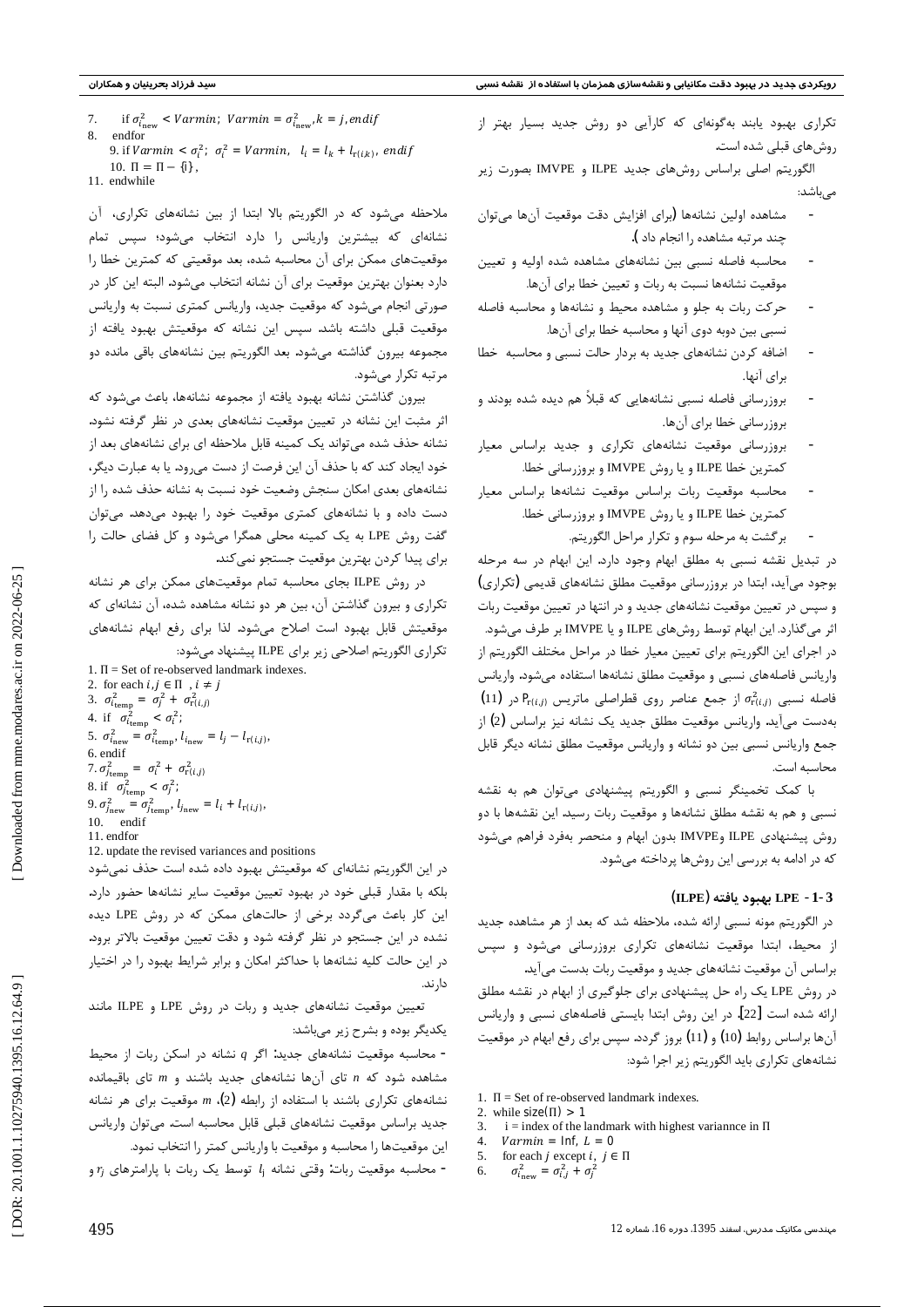تکراری بهبود یابند به‌گونه‌ای که کارآیی دو روش جدید بسیار بهتر از روش‌های قبلی شده است.

الگوریتم اصلی براساس روش‌های جدید ILPE و IMVPE بصورت زیر می‌باشد:

- مشاهده اولین نشانه‌ها (برای افزایش دقت موقعیت آن‌ها می‌توان چند مرتبه مشاهده را انجام داد).
- محاسبه فاصله نسبی بین نشانه‌های مشاهده شده اولیه و تعیین موقعیت نشانه‌ها نسبت به ربات و تعیین خطا برای آن‌ها.
- حرکت ربات به جلو و مشاهده محیط و نشانه‌ها و محاسبه فاصله نسبی بین دوبه دوی آنها و محاسبه خطا برای آن‌ها.
- اضافه کردن نشانه‌های جدید به بردار حالت نسبی و محاسبه خطا برای آنها.
- بروزرسانی فاصله نسبی نشانه‌هایی که قبلاً هم دیده شده بودند و بروزرسانی خطا برای آن‌ها.
- بروزرسانی موقعیت نشانه‌های تکراری و جدید براساس معیار کمترین خطا ILPE و یا روش IMVPE و بروزرسانی خطا.
- محاسبه موقعیت ربات براساس موقعیت نشانه‌ها براساس معیار کمترین خطا ILPE و یا روش IMVPE و بروزرسانی خطا.
- برگشت به مرحله سوم و تکرار مراحل الگوریتم.

در تبدیل نقشه نسبی به مطلق ابهام وجود دارد. این ابهام در سه مرحله بوجود می‌آید، ابتدا در بروزرسانی موقعیت مطلق نشانه‌های قدیمی (تکراری) و سپس در تعیین موقعیت نشانه‌های جدید و در انتها در تعیین موقعیت ربات اثر می‌گذارد. این ابهام توسط روش‌های ILPE و یا IMVPE بر طرف می‌شود.

در اجرای این الگوریتم برای تعیین معیار خطا در مراحل مختلف الگوریتم از واریانس فاصله‌های نسبی و موقعیت مطلق نشانه‌ها استفاده می‌شود. واریانس فاصله نسبی $\sigma^2_{r(i,j)}$ از جمع عناصر روی قطراصلی ماتریس $P_{r(i,j)}$ در (11) به‌دست می‌آید. واریانس موقعیت مطلق جدید یک نشانه نیز براساس (2) از جمع واریانس نسبی بین دو نشانه و واریانس موقعیت مطلق نشانه دیگر قابل محاسبه است.

با کمک تخمینگر نسبی و الگوریتم پیشنهادی می‌توان هم به نقشه نسبی و هم به نقشه مطلق نشانه‌ها و موقعیت ربات رسید. این نقشه‌ها با دو روش پیشنهادی ILPE وIMVPE بدون ابهام و منحصر بفرد فراهم می‌شود که در ادامه به بررسی این روش‌ها پرداخته می‌شود.

## 3-1- LPE بهبود یافته (ILPE)

در الگوریتم مونه نسبی ارائه شده، ملاحظه شد که بعد از هر مشاهده جدید از محیط، ابتدا موقعیت نشانه‌های تکراری بروزرسانی می‌شود و سپس براساس آن موقعیت نشانه‌های جدید و موقعیت ربات بدست می‌آید.

در روش LPE یک راه حل پیشنهادی برای جلوگیری از ابهام در نقشه مطلق ارائه شده است [22]. در این روش ابتدا بایستی فاصله‌های نسبی و واریانس آن‌ها براساس روابط (10) و (11) بروز گردد. سپس برای رفع ابهام در موقعیت نشانه‌های تکراری باید الگوریتم زیر اجرا شود:

```
1.  Π = Set of re-observed landmark indexes.
2.  while size(Π) > 1
3.    i = index of the landmark with highest variannce in Π
4.    Varmin = Inf, L = 0
5.    for each j except i, j ∈ Π
6.      σ²_inew = σ²_i,j + σ²_j
7.      if σ²_inew < Varmin; Varmin = σ²_inew, k = j, endif
8.    endfor
9.  if Varmin < σ²_i; σ²_i = Varmin, l_i = l_k + l_r(ik), endif
10. Π = Π − {i},
11. endwhile
```

ملاحظه می‌شود که در الگوریتم بالا ابتدا از بین نشانه‌های تکراری، آن نشانه‌ای که بیشترین واریانس را دارد انتخاب می‌شود؛ سپس تمام موقعیت‌های ممکن برای آن محاسبه شده، بعد موقعیتی که کمترین خطا را دارد بعنوان بهترین موقعیت برای آن نشانه انتخاب می‌شود. البته این کار در صورتی انجام می‌شود که موقعیت جدید، واریانس کمتری نسبت به واریانس موقعیت قبلی داشته باشد. سپس این نشانه که موقعیتش بهبود یافته از مجموعه بیرون گذاشته می‌شود. بعد الگوریتم بین نشانه‌های باقی مانده دو مرتبه تکرار می‌شود.

بیرون گذاشتن نشانه بهبود یافته از مجموعه نشانه‌ها، باعث می‌شود که اثر مثبت این نشانه در تعیین موقعیت نشانه‌های بعدی در نظر گرفته نشود. نشانه حذف شده می‌تواند یک کمینه قابل ملاحظه ای برای نشانه‌های بعد از خود ایجاد کند که با حذف آن این فرصت از دست می‌رود. یا به عبارت دیگر، نشانه‌های بعدی امکان سنجش وضعیت خود نسبت به نشانه حذف شده را از دست داده و با نشانه‌های کمتری موقعیت خود را بهبود می‌دهد. می‌توان گفت روش LPE به یک کمینه محلی همگرا می‌شود و کل فضای حالت را برای پیدا کردن بهترین موقعیت جستجو نمی‌کند.

در روش ILPE بجای محاسبه تمام موقعیت‌های ممکن برای هر نشانه تکراری و بیرون گذاشتن آن، بین هر دو نشانه مشاهده شده، آن نشانه‌ای که موقعیتش قابل بهبود است اصلاح می‌شود. لذا برای رفع ابهام نشانه‌های تکراری الگوریتم اصلاحی زیر برای ILPE پیشنهاد می‌شود:

```
1. Π = Set of re-observed landmark indexes.
2.  for each i, j ∈ Π , i ≠ j
3.    σ²_itemp = σ²_j + σ²_r(i,j)
4.    if σ²_itemp < σ²_i;
5.      σ²_inew = σ²_itemp, l_inew = l_j − l_r(i,j),
6.    endif
7.    σ²_jtemp = σ²_i + σ²_r(i,j)
8.    if σ²_jtemp < σ²_j;
9.      σ²_jnew = σ²_jtemp, l_jnew = l_i + l_r(i,j),
10.   endif
11. endfor
12. update the revised variances and positions
```

در این الگوریتم نشانه‌ای که موقعیتش بهبود داده شده است حذف نمی‌شود بلکه با مقدار قبلی خود در بهبود تعیین موقعیت سایر نشانه‌ها حضور دارد. این کار باعث می‌گردد برخی از حالت‌های ممکن که در روش LPE دیده نشده در این جستجو در نظر گرفته شود و دقت تعیین موقعیت بالاتر برود. در این حالت کلیه نشانه‌ها با حداکثر امکان و برابر شرایط بهبود را در اختیار دارند.

تعیین موقعیت نشانه‌های جدید و ربات در روش LPE و ILPE مانند یکدیگر بوده و بشرح زیر می‌باشد:

- محاسبه موقعیت نشانه‌های جدید: اگر $q$ نشانه در اسکن ربات از محیط مشاهده شود که $n$ تای آن‌ها نشانه‌های جدید باشند و $m$ تای باقیمانده نشانه‌های تکراری باشند با استفاده از رابطه (2)، $m$ موقعیت برای هر نشانه جدید براساس موقعیت نشانه‌های قبلی قابل محاسبه است. می‌توان واریانس این موقعیت‌ها را محاسبه و موقعیت با واریانس کمتر را انتخاب نمود.

- محاسبه موقعیت ربات: وقتی نشانه $l_i$ توسط یک ربات با پارامترهای $r_j$ و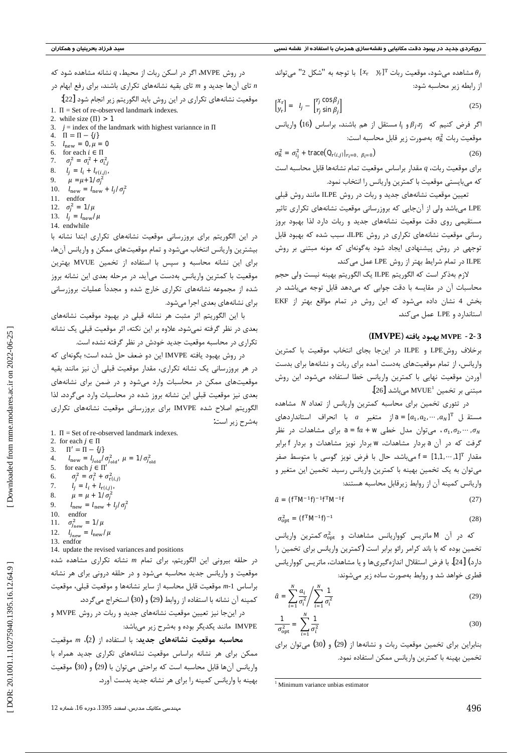$\theta_j$ مشاهده می‌شود، موقعیت ربات $[x_r \quad y_r]^T$ با توجه به "شکل 2" می‌تواند از رابطه زیر محاسبه شود:

$$\begin{bmatrix} x_r \\ y_r \end{bmatrix} = l_j - \begin{bmatrix} r_j \cos\beta_j \\ r_j \sin\beta_j \end{bmatrix} \tag{25}$$

اگر فرض کنیم که $r_j$، $\beta_j$ و $l_j$ مستقل از هم باشند، براساس (16) واریانس موقعیت ربات $\sigma_R^2$ به‌صورت زیر قابل محاسبه است:

$$\sigma_R^2 = \sigma_{l_j}^2 + \mathrm{trace}\big(Q_{r(i,j)}\big)\big|_{r_i=0,\ \beta_i=0} \tag{26}$$

برای موقعیت ربات، $q$ مقدار براساس موقعیت تمام نشانه‌ها قابل محاسبه است که می‌بایستی موقعیت با کمترین واریانس را انتخاب نمود.

تعیین موقعیت نشانه‌های جدید و ربات در روش ILPE مانند روش قبلی LPE می‌باشد ولی از آن‌جایی که بروزرسانی موقعیت نشانه‌های تکراری تاثیر مستقیمی روی دقت موقعیت نشانه‌های جدید و ربات دارد لذا بهبود بروز رسانی موقعیت نشانه‌های تکراری در روش ILPE، سبب شده که بهبود قابل توجهی در روش پیشنهادی ایجاد شود به‌گونه‌ای که مونه مبتنی بر روش ILPE در تمام شرایط بهتر از روش LPE عمل می‌کند.

لازم به‌ذکر است که الگوریتم ILPE یک الگوریتم بهینه نیست ولی حجم محاسبات آن در مقایسه با دقت جوابی که می‌دهد قابل توجه می‌باشد. در بخش 4 نشان داده می‌شود که این روش در تمام مواقع بهتر از EKF استاندارد و LPE عمل می‌کند.

### 3-2- MVPE بهبود یافته (IMVPE)

برخلاف روش LPE و ILPE در اینجا بجای انتخاب موقعیت با کمترین واریانس، از تمام موقعیت‌های به‌دست آمده برای ربات و نشانه‌ها برای بدست آوردن موقعیت نهایی با کمترین واریانس خطا استفاده می‌شود. این روش مبتنی بر تخمین MVUE[1] می‌باشد [26].

در تئوری تخمین برای محاسبه کمترین واریانس از تعداد $N$ مشاهده مستقل $\mathbf{a} = [a_1, a_2, \cdots, a_N]^T$ از متغیر $a$ با انحراف استانداردهای $\sigma_1, \sigma_2, \cdots, \sigma_N$، می‌توان مدل خطی $\mathbf{a} = \mathbf{f}a + \mathbf{w}$ برای مشاهدات در نظر گرفت که در آن $\mathbf{a}$ بردار مشاهدات، $\mathbf{w}$ بردار نویز مشاهدات و بردار $\mathbf{f}$ برابر مقدار $\mathbf{f} = [1,1,\cdots,1]^T$ می‌باشد. حال با فرض نویز گوسی با متوسط صفر می‌توان به یک تخمین بهینه با کمترین واریانس رسید. تخمین این متغیر و واریانس کمینه آن از روابط زیر قابل محاسبه هستند:

$$\hat{a} = (\mathbf{f}^T\mathbf{M}^{-1}\mathbf{f})^{-1}\mathbf{f}^T\mathbf{M}^{-1}\mathbf{f} \tag{27}$$

$$\sigma_{\text{opt}}^2 = (\mathbf{f}^T\mathbf{M}^{-1}\mathbf{f})^{-1} \tag{28}$$

که در آن $\mathbf{M}$ ماتریس کوواریانس مشاهدات و $\sigma_{\text{opt}}^2$ کمترین واریانس تخمین بوده که با باند کرامر رائو برابر است (کمترین واریانس برای تخمین را دارد) [24]. با فرض استقلال اندازه‌گیری‌ها و یا مشاهدات، ماتریس کوواریانس قطری خواهد شد و روابط به‌صورت ساده زیر می‌شوند:

$$\hat{a} = \sum_{i=1}^{N} \frac{a_i}{\sigma_i^2} \Bigg/ \sum_{i=1}^{N} \frac{1}{\sigma_i^2} \tag{29}$$

$$\frac{1}{\sigma_{\text{opt}}^2} = \sum_{i=1}^{N} \frac{1}{\sigma_i^2} \tag{30}$$

بنابراین برای تخمین موقعیت ربات و نشانه‌ها از (29) و (30) می‌توان برای تخمین بهینه با کمترین واریانس ممکن استفاده نمود.

در روش MVPE، اگر در اسکن ربات از محیط، $q$ نشانه مشاهده شود که $n$ تای آن‌ها جدید و $m$ تای بقیه نشانه‌های تکراری باشند، برای رفع ابهام در موقعیت نشانه‌های تکراری در این روش باید الگوریتم زیر انجام شود [22]:

```
1.  Π = Set of re-observed landmark indexes.
2.  while size (Π) > 1
3.    j = index of the landmark with highest variannce in Π
4.    Π = Π − {j}
5.    l_new = 0, μ = 0
6.    for each i ∈ Π
7.      σ_j^2 = σ_i^2 + σ_{i,j}^2
8.      l_j = l_i + l_{r(i,j)},
9.      μ = μ + 1/σ_j^2
10.     l_new = l_new + l_j/σ_j^2
11.   endfor
12.   σ_j^2 = 1/μ
13.   l_j = l_new/μ
14. endwhile
```

در این الگوریتم برای بروزرسانی موقعیت نشانه‌های تکراری ابتدا نشانه با بیشترین واریانس انتخاب می‌شود و تمام موقعیت‌های ممکن و واریانس آن‌ها، برای این نشانه محاسبه و سپس با استفاده از تخمین MVUE بهترین موقعیت با کمترین واریانس به‌دست می‌آید. در مرحله بعدی این نشانه بروز شده از مجموعه نشانه‌های تکراری خارج شده و مجدداً عملیات بروزرسانی برای نشانه‌های بعدی اجرا می‌شود.

با این الگوریتم اثر مثبت هر نشانه قبلی در بهبود موقعیت نشانه‌های بعدی در نظر گرفته نمی‌شود. علاوه بر این نکته، اثر موقعیت قبلی یک نشانه تکراری در محاسبه موقعیت جدید خودش در نظر گرفته نشده است.

در روش بهبود یافته IMVPE این دو ضعف حل شده است؛ بگونه‌ای که در هر بروزرسانی یک نشانه تکراری، مقدار موقعیت قبلی آن نیز مانند بقیه موقعیت‌های ممکن در محاسبات وارد می‌شود و در ضمن برای نشانه‌های بعدی نیز موقعیت قبلی این نشانه بروز شده در محاسبات وارد می‌گردد. لذا الگوریتم اصلاح شده IMVPE برای بروزرسانی موقعیت نشانه‌های تکراری به‌شرح زیر است:

```
1.  Π = Set of re-observed landmark indexes.
2.  for each j ∈ Π
3.    Π' = Π − {j}
4.    l_new = l_{j_old}/σ_{j_old}^2, μ = 1/σ_{j_old}^2
5.    for each j ∈ Π'
6.      σ_j^2 = σ_i^2 + σ_{r(i,j)}^2
7.      l_j = l_i + l_{r(i,j)},
8.      μ = μ + 1/σ_j^2
9.      l_new = l_new + l_j/σ_j^2
10.   endfor
11.   σ_{j_new}^2 = 1/μ
12.   l_{j_new} = l_new/μ
13. endfor
14. update the revised variances and positions
```

در حلقه بیرونی این الگوریتم، برای تمام $m$ نشانه تکراری مشاهده شده موقعیت و واریانس جدید محاسبه می‌شود و در حلقه درونی برای هر نشانه براساس $m$-1 موقعیت قابل محاسبه از سایر نشانه‌ها و موقعیت قبلی، موقعیت کمینه آن نشانه با استفاده از روابط (29) و (30) استخراج می‌گردد.

در اینجا نیز تعیین موقعیت نشانه‌های جدید و ربات در روش MVPE و IMVPE مانند یکدیگر بوده و به‌شرح زیر می‌باشد:

**محاسبه موقعیت نشانه‌های جدید:** با استفاده از (2)، $m$ موقعیت ممکن برای هر نشانه براساس موقعیت نشانه‌های تکراری جدید همراه با واریانس آن‌ها قابل محاسبه است که براحتی می‌توان با (29) و (30) موقعیت بهینه با واریانس کمینه را برای هر نشانه جدید بدست آورد.

---

[1] Minimum variance unbias estimator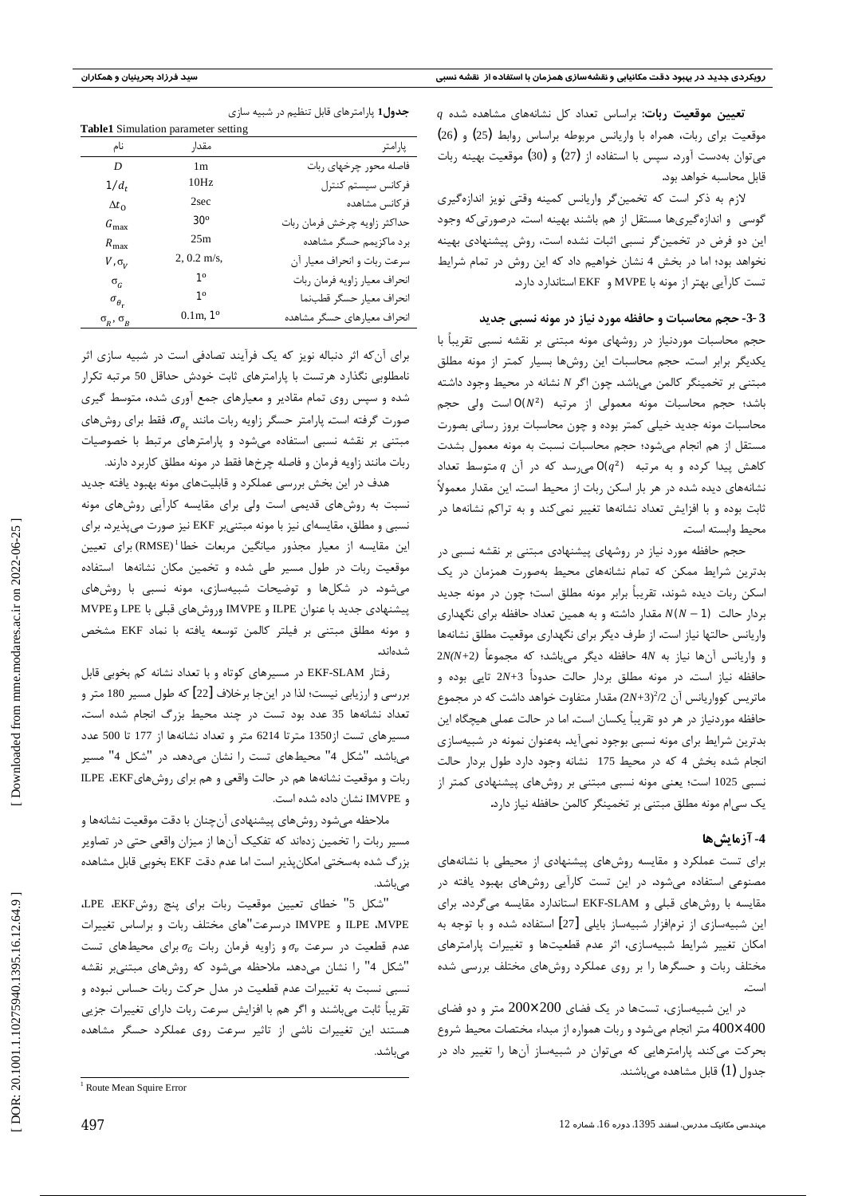**تعیین موقعیت ربات:** براساس تعداد کل نشانه‌های مشاهده شده $q$ موقعیت برای ربات، همراه با واریانس مربوطه براساس روابط (25) و (26) می‌توان به‌دست آورد. سپس با استفاده از (27) و (30) موقعیت بهینه ربات قابل محاسبه خواهد بود.

لازم به ذکر است که تخمین‌گر واریانس کمینه وقتی نویز اندازه‌گیری گوسی و اندازه‌گیری‌ها مستقل از هم باشند بهینه است. درصورتی‌که وجود این دو فرض در تخمین‌گر نسبی اثبات نشده است، روش پیشنهادی بهینه نخواهد بود؛ اما در بخش 4 نشان خواهیم داد که این روش در تمام شرایط تست کارآیی بهتر از مونه با MVPE و EKF استاندارد دارد.

### 3-3- حجم محاسبات و حافظه مورد نیاز در مونه نسبی جدید

حجم محاسبات موردنیاز در روشهای مونه مبتنی بر نقشه نسبی تقریباً با یکدیگر برابر است. حجم محاسبات این روش‌ها بسیار کمتر از مونه مطلق مبتنی بر تخمینگر کالمن می‌باشد. چون اگر $N$ نشانه در محیط وجود داشته باشد؛ حجم محاسبات مونه معمولی از مرتبه $O(N^2)$ است ولی حجم محاسبات مونه جدید خیلی کمتر بوده و چون محاسبات بروز رسانی بصورت مستقل از هم انجام می‌شود؛ حجم محاسبات نسبت به مونه معمول بشدت کاهش پیدا کرده و به مرتبه $O(q^2)$ می‌رسد که در آن $q$ متوسط تعداد نشانه‌های دیده شده در هر بار اسکن ربات از محیط است. این مقدار معمولاً ثابت بوده و با افزایش تعداد نشانه‌ها تغییر نمی‌کند و به تراکم نشانه‌ها در محیط وابسته است.

حجم حافظه مورد نیاز در روشهای پیشنهادی مبتنی بر نقشه نسبی در بدترین شرایط ممکن که تمام نشانه‌های محیط به‌صورت همزمان در یک اسکن ربات دیده شوند، تقریباً برابر مونه مطلق است؛ چون در مونه جدید بردار حالت $N(N-1)$ مقدار داشته و به همین تعداد حافظه برای نگهداری واریانس حالتها نیاز است. از طرف دیگر برای نگهداری موقعیت مطلق نشانه‌ها و واریانس آن‌ها نیاز به $4N$ حافظه دیگر می‌باشد؛ که مجموعاً $2N(N+2)$ حافظه نیاز است. در مونه مطلق بردار حالت حدوداً $2N+3$ تایی بوده و ماتریس کوواریانس آن $(2N+3)^2/2$ مقدار متفاوت خواهد داشت که در مجموع حافظه موردنیاز در هر دو تقریباً یکسان است. اما در حالت عملی هیچگاه این بدترین شرایط برای مونه نسبی بوجود نمی‌آید. به‌عنوان نمونه در شبیه‌سازی انجام شده بخش 4 که در محیط 175 نشانه وجود دارد طول بردار حالت نسبی 1025 است؛ یعنی مونه نسبی مبتنی بر روش‌های پیشنهادی کمتر از یک سی‌ام مونه مطلق مبتنی بر تخمینگر کالمن حافظه نیاز دارد.

## 4- آزمایش‌ها

برای تست عملکرد و مقایسه روش‌های پیشنهادی از محیطی با نشانه‌های مصنوعی استفاده می‌شود. در این تست کارآیی روش‌های بهبود یافته در مقایسه با روش‌های قبلی و EKF-SLAM استاندارد مقایسه می‌گردد. برای این شبیه‌سازی از نرم‌افزار شبیه‌ساز بایلی [27] استفاده شده و با توجه به امکان تغییر شرایط شبیه‌سازی، اثر عدم قطعیت‌ها و تغییرات پارامترهای مختلف ربات و حسگرها را بر روی عملکرد روش‌های مختلف بررسی شده است.

در این شبیه‌سازی، تست‌ها در یک فضای 200×200 متر و دو فضای 400×400 متر انجام می‌شود و ربات همواره از مبداء مختصات محیط شروع بحرکت می‌کند. پارامترهایی که می‌توان در شبیه‌ساز آن‌ها را تغییر داد در جدول (1) قابل مشاهده می‌باشند.

**جدول1** پارامترهای قابل تنظیم در شبیه سازی

**Table1** Simulation parameter setting

| پارامتر | مقدار | نام |
|---|---|---|
| فاصله محور چرخهای ربات | 1m | $D$ |
| فرکانس سیستم کنترل | 10Hz | $1/d_t$ |
| فرکانس مشاهده | 2sec | $\Delta t_O$ |
| حداکثر زاویه چرخش فرمان ربات | $30^o$ | $G_{\max}$ |
| برد ماکزیمم حسگر مشاهده | 25m | $R_{\max}$ |
| سرعت ربات و انحراف معیار آن | 2, 0.2 m/s, | $V, \sigma_V$ |
| انحراف معیار زاویه فرمان ربات | $1^o$ | $\sigma_G$ |
| انحراف معیار حسگر قطب‌نما | $1^o$ | $\sigma_{\theta_r}$ |
| انحراف معیارهای حسگر مشاهده | 0.1m, $1^o$ | $\sigma_R, \sigma_B$ |

برای آن‌که اثر دنباله نویز که یک فرآیند تصادفی است در شبیه سازی اثر نامطلوبی نگذارد هرتست با پارامترهای ثابت خودش حداقل 50 مرتبه تکرار شده و سپس روی تمام مقادیر و معیارهای جمع آوری شده، متوسط گیری صورت گرفته است. پارامتر حسگر زاویه ربات مانند $\sigma_{\theta_r}$، فقط برای روش‌های مبتنی بر نقشه نسبی استفاده می‌شود و پارامترهای مرتبط با خصوصیات ربات مانند زاویه فرمان و فاصله چرخ‌ها فقط در مونه مطلق کاربرد دارند.

هدف در این بخش بررسی عملکرد و قابلیت‌های مونه بهبود یافته جدید نسبت به روش‌های قدیمی است ولی برای مقایسه کارآیی روش‌های مونه نسبی و مطلق، مقایسه‌ای نیز با مونه مبتنی‌بر EKF نیز صورت می‌پذیرد. برای این مقایسه از معیار مجذور میانگین مربعات خطا[1] (RMSE) برای تعیین موقعیت ربات در طول مسیر طی شده و تخمین مکان نشانه‌ها استفاده می‌شود. در شکل‌ها و توضیحات شبیه‌سازی، مونه نسبی با روش‌های پیشنهادی جدید با عنوان ILPE و IMVPE وروش‌های قبلی با LPE و MVPE و مونه مطلق مبتنی بر فیلتر کالمن توسعه یافته با نماد EKF مشخص شده‌اند.

رفتار EKF-SLAM در مسیرهای کوتاه و با تعداد نشانه کم بخوبی قابل بررسی و ارزیابی نیست؛ لذا در این‌جا برخلاف [22] که طول مسیر 180 متر و تعداد نشانه‌ها 35 عدد بود تست در چند محیط بزرگ انجام شده است. مسیرهای تست از1350 متر تا 6214 متر و تعداد نشانه‌ها از 177 تا 500 عدد می‌باشد. "شکل 4" محیط‌های تست را نشان می‌دهد. در "شکل 4" مسیر ربات و موقعیت نشانه‌ها هم در حالت واقعی و هم برای روش‌هایEKF، ILPE و IMVPE نشان داده شده است.

ملاحظه می‌شود روش‌های پیشنهادی آن‌چنان با دقت موقعیت نشانه‌ها و مسیر ربات را تخمین زده‌اند که تفکیک آن‌ها از میزان واقعی حتی در تصاویر بزرگ شده به‌سختی امکان‌پذیر است اما عدم دقت EKF بخوبی قابل مشاهده می‌باشد.

"شکل 5" خطای تعیین موقعیت ربات برای پنج روشEKF، LPE، MVPE، ILPE و IMVPE درسرعت"های مختلف ربات و براساس تغییرات عدم قطعیت در سرعت $\sigma_v$ و زاویه فرمان ربات $\sigma_G$ برای محیط‌های تست "شکل 4" را نشان می‌دهد. ملاحظه می‌شود که روش‌های مبتنی‌بر نقشه نسبی نسبت به تغییرات عدم قطعیت در مدل حرکت ربات حساس نبوده و تقریباً ثابت می‌باشند و اگر هم با افزایش سرعت ربات دارای تغییرات جزیی هستند این تغییرات ناشی از تاثیر سرعت روی عملکرد حسگر مشاهده می‌باشد.

---

[1] Route Mean Squire Error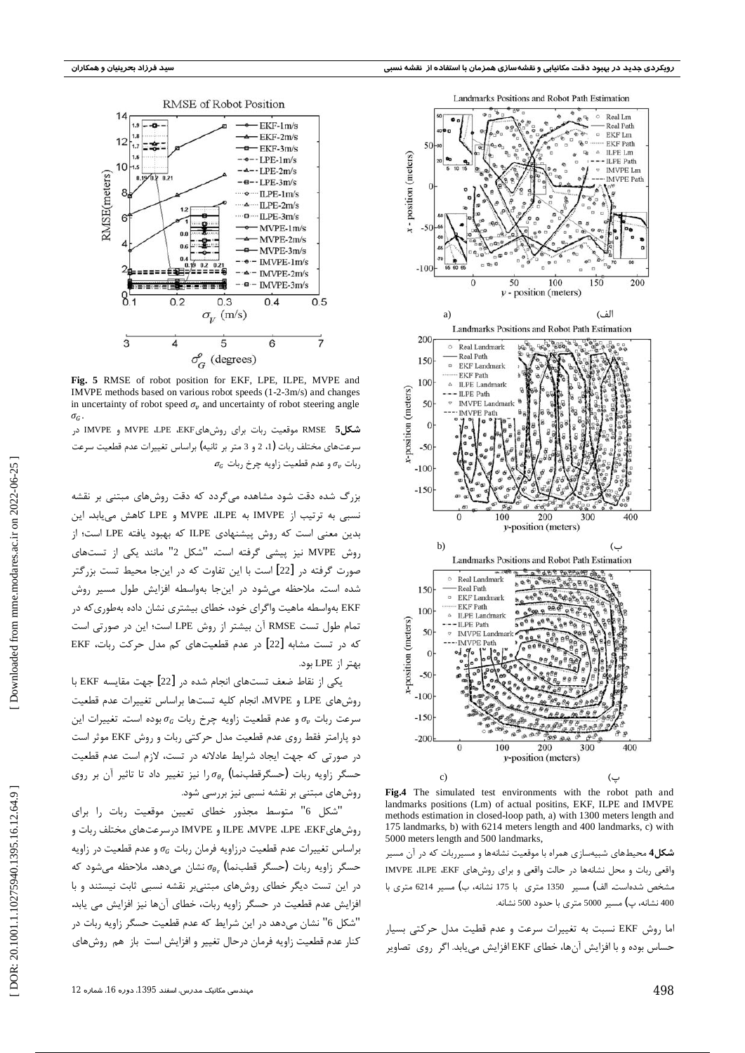**Fig. 5** RMSE of robot position for EKF, LPE, ILPE, MVPE and IMVPE methods based on various robot speeds (1-2-3m/s) and changes in uncertainty of robot speed $\sigma_v$ and uncertainty of robot steering angle $\sigma_G$.

**شکل5** RMSE موقعیت ربات برای روش‌هایEKF، LPE، MVPE و IMVPE در سرعت‌های مختلف ربات (1، 2 و 3 متر بر ثانیه) براساس تغییرات عدم قطعیت سرعت ربات $\sigma_v$ و عدم قطعیت زاویه چرخ ربات $\sigma_G$

بزرگ شده دقت شود مشاهده می‌گردد که دقت روش‌های مبتنی بر نقشه نسبی به ترتیب از IMVPE به ILPE، MVPE و LPE کاهش می‌یابد، این بدین معنی است که روش پیشنهادی ILPE که بهبود یافته LPE است؛ از روش MVPE نیز پیشی گرفته است. "شکل 2" مانند یکی از تست‌های صورت گرفته در [22] است با این تفاوت که در این‌جا محیط تست بزرگتر شده است. ملاحظه می‌شود در این‌جا به‌واسطه افزایش طول مسیر روش EKF به‌واسطه ماهیت واگرای خود، خطای بیشتری نشان داده به‌طوری‌که در تمام طول تست RMSE آن بیشتر از روش LPE است؛ این در صورتی است که در تست مشابه [22] در عدم قطعیت‌های کم مدل حرکت ربات، EKF بهتر از LPE بود.

یکی از نقاط ضعف تست‌های انجام شده در [22] جهت مقایسه EKF با روش‌های LPE و MVPE، انجام کلیه تست‌ها براساس تغییرات عدم قطعیت سرعت ربات $\sigma_v$ و عدم قطعیت زاویه چرخ ربات $\sigma_G$ بوده است. تغییرات این دو پارامتر فقط روی عدم قطعیت مدل حرکتی ربات و روش EKF موثر است در صورتی که جهت ایجاد شرایط عادلانه در تست، لازم است عدم قطعیت حسگر زاویه ربات (حسگرقطب‌نما) $\sigma_{\theta_r}$ را نیز تغییر داد تا تاثیر آن بر روی روش‌های مبتنی بر نقشه نسبی نیز بررسی شود.

"شکل 6" متوسط مجذور خطای تعیین موقعیت ربات را برای روش‌هایEKF، LPE، MVPE، ILPE و IMVPE درسرعت‌های مختلف ربات و براساس تغییرات عدم قطعیت درزاویه فرمان ربات $\sigma_G$ و عدم قطعیت در زاویه حسگر زاویه ربات (حسگر قطب‌نما) $\sigma_{\theta_r}$ نشان می‌دهد. ملاحظه می‌شود که در این تست دیگر خطای روش‌های مبتنی‌بر نقشه نسبی ثابت نیستند و با افزایش عدم قطعیت در حسگر زاویه ربات، خطای آن‌ها نیز افزایش می یابد. "شکل 6" نشان می‌دهد در این شرایط که عدم قطعیت حسگر زاویه ربات در کنار عدم قطعیت زاویه فرمان درحال تغییر و افزایش است باز هم روش‌های

**Fig.4** The simulated test environments with the robot path and landmarks positions (Lm) of actual positins, EKF, ILPE and IMVPE methods estimation in closed-loop path, a) with 1300 meters length and 175 landmarks, b) with 6214 meters length and 400 landmarks, c) with 5000 meters length and 500 landmarks,

**شکل4** محیط‌های شبیه‌سازی همراه با موقعیت نشانه‌ها و مسیرربات که در آن مسیر واقعی ربات و محل نشانه‌ها در حالت واقعی و برای روش‌های EKF، ILPE، IMVPE مشخص شده‌است. الف) مسیر 1350 متری با 175 نشانه، ب) مسیر 6214 متری با 400 نشانه، پ) مسیر 5000 متری با حدود 500 نشانه.

اما روش EKF نسبت به تغییرات سرعت و عدم قطیت مدل حرکتی بسیار حساس بوده و با افزایش آن‌ها، خطای EKF افزایش می‌یابد. اگر روی تصاویر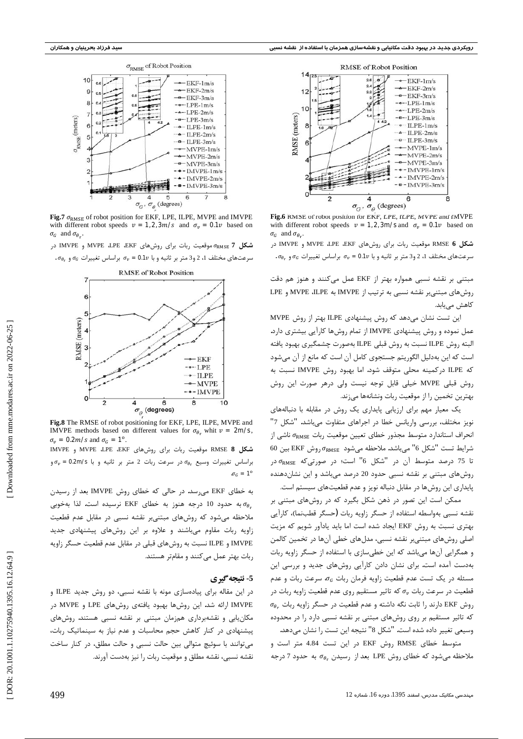Fig.6 RMSE of robot position for EKF, LPE, ILPE, MVPE and IMVPE with different robot speeds $v = 1,2,3m/s$ and $\sigma_v = 0.1v$ based on $\sigma_G$ and $\sigma_{\theta_r}$.

**شکل 6** RMSE موقعیت ربات برای روش‌های EKF، LPE، ILPE، MVPE و IMVPE در سرعت‌های مختلف 1، 2 و3 متر بر ثانیه و با $\sigma_v = 0.1v$ براساس تغییرات $\sigma_G$ و $\sigma_{\theta_r}$.

مبتنی بر نقشه نسبی همواره بهتر از EKF عمل می‌کنند و هنوز هم دقت روش‌های مبتنی‌بر نقشه نسبی به ترتیب از IMVPE به ILPE، MVPE و LPE کاهش می‌یابد.

این تست نشان می‌دهد که روش پیشنهادی ILPE بهتر از روش MVPE عمل نموده و روش پیشنهادی IMVPE از تمام روش‌ها کارآیی بیشتری دارد. البته روش ILPE نسبت به روش قبلی ILPE به‌صورت چشمگیری بهبود یافته است که این به‌دلیل الگوریتم جستجوی کامل آن است که مانع از آن می‌شود که ILPE درکمینه محلی متوقف شود. اما بهبود روش IMVPE نسبت به روش قبلی MVPE خیلی قابل توجه نیست ولی درهر صورت این روش بهترین تخمین را از موقعیت ربات ونشانه‌ها می‌زند.

یک معیار مهم برای ارزیابی پایداری یک روش در مقابله با دنباله‌های نویز مختلف، بررسی واریانس خطا در اجراهای متفاوت می‌باشد. "شکل 7" انحراف استاندارد متوسط مجذور خطای تعیین موقعیت ربات $\sigma_{\text{RMSE}}$ ناشی از شرایط تست "شکل 6" می‌باشد. ملاحظه می‌شود $\sigma_{\text{RMSE}}$ روش EKF بین 60 تا 75 درصد متوسط آن در "شکل 6" است؛ در صورتی‌که $\sigma_{\text{RMSE}}$ در روش‌های مبتنی بر نقشه نسبی حدود 20 درصد می‌باشد و این نشان‌دهنده پایداری این روش‌ها در مقابل دنباله نویز و عدم قطعیت‌های سیستم است.

ممکن است این تصور در ذهن شکل بگیرد که در روش‌های مبتنی بر نقشه نسبی به‌واسطه استفاده از حسگر زاویه ربات (حسگر قطب‌نما)، کارآیی بهتری نسبت به روش EKF ایجاد شده است اما باید یادآور شویم که مزیت اصلی روش‌های مبتنی‌بر نقشه نسبی، مدل‌های خطی آن‌ها در تخمین کالمن و همگرایی آن‌ها می‌باشد که این خطی‌سازی با استفاده از حسگر زاویه ربات به‌دست آمده است. برای نشان دادن کارآیی روش‌های جدید و بررسی این مسئله در یک تست عدم قطعیت زاویه فرمان ربات $\sigma_G$، سرعت ربات و عدم قطعیت در سرعت ربات $\sigma_v$ که تاثیر مستقیم روی عدم قطعیت زاویه ربات در روش EKF دارند را ثابت نگه داشته و عدم قطعیت در حسگر زاویه ربات $\sigma_{\theta_r}$ که تاثیر مستقیم بر روی روش‌های مبتنی بر نقشه نسبی دارد را در محدوده وسیعی تغییر داده شده است. "شکل 8" نتیجه این تست را نشان می‌دهد.

متوسط خطای RMSE روش EKF در این تست 4.84 متر است و ملاحظه می‌شود که خطای روش LPE بعد از رسیدن $\sigma_{\theta_r}$ به حدود 7 درجه

Fig.7 $\sigma_{\text{RMSE}}$ of robot position for EKF, LPE, ILPE, MVPE and IMVPE with different robot speeds $v = 1,2,3m/s$ and $\sigma_v = 0.1v$ based on $\sigma_G$ and $\sigma_{\theta_r}$.

**شکل 7** $\sigma_{\text{RMSE}}$ موقعیت ربات برای روش‌های EKF، LPE، ILPE، MVPE و IMVPE در سرعت‌های مختلف 1، 2 و3 متر بر ثانیه و با $\sigma_v = 0.1v$ براساس تغییرات $\sigma_G$ و $\sigma_{\theta_r}$.

Fig.8 The RMSE of robot positioning for EKF, LPE, ILPE, MVPE and IMVPE methods based on different values for $\sigma_{\theta_r}$ whit $v = 2m/s$, $\sigma_v = 0.2m/s$ and $\sigma_G = 1^{\circ}$.

**شکل 8** RMSE موقعیت ربات برای روش‌های EKF، LPE، ILPE، MVPE و IMVPE براساس تغییرات وسیع $\sigma_{\theta_r}$ در سرعت ربات 2 متر بر ثانیه و با $\sigma_v = 0.2\text{m/s}$ و $\sigma_G = 1^{\circ}$

به خطای EKF می‌رسد، در حالی که خطای روش IMVPE بعد از رسیدن $\sigma_{\theta_r}$ به حدود 10 درجه هنوز به خطای EKF نرسیده است. لذا به‌خوبی ملاحظه می‌شود که روش‌های مبتنی‌بر نقشه نسبی در مقابل عدم قطعیت زاویه ربات مقاوم می‌باشند و علاوه بر این روش‌های پیشنهادی جدید IMVPE و ILPE نسبت به روش‌های قبلی در مقابل عدم قطعیت حسگر زاویه ربات بهتر عمل می‌کنند و مقاوم‌تر هستند.

## 5- نتیجه‌گیری

در این مقاله برای پیاده‌سازی مونه با نقشه نسبی، دو روش جدید ILPE و IMVPE ارائه شد. این روش‌ها بهبود یافته‌ی روش‌های LPE و MVPE در مکان‌یابی و نقشه‌برداری هم‌زمان مبتنی بر نقشه نسبی هستند. روش‌های پیشنهادی در کنار کاهش حجم محاسبات و عدم نیاز به سینماتیک ربات، می‌توانند با سوئیچ متوالی بین حالت نسبی و حالت مطلق، در کنار ساخت نقشه نسبی، نقشه مطلق و موقعیت ربات را نیز به‌دست آورند.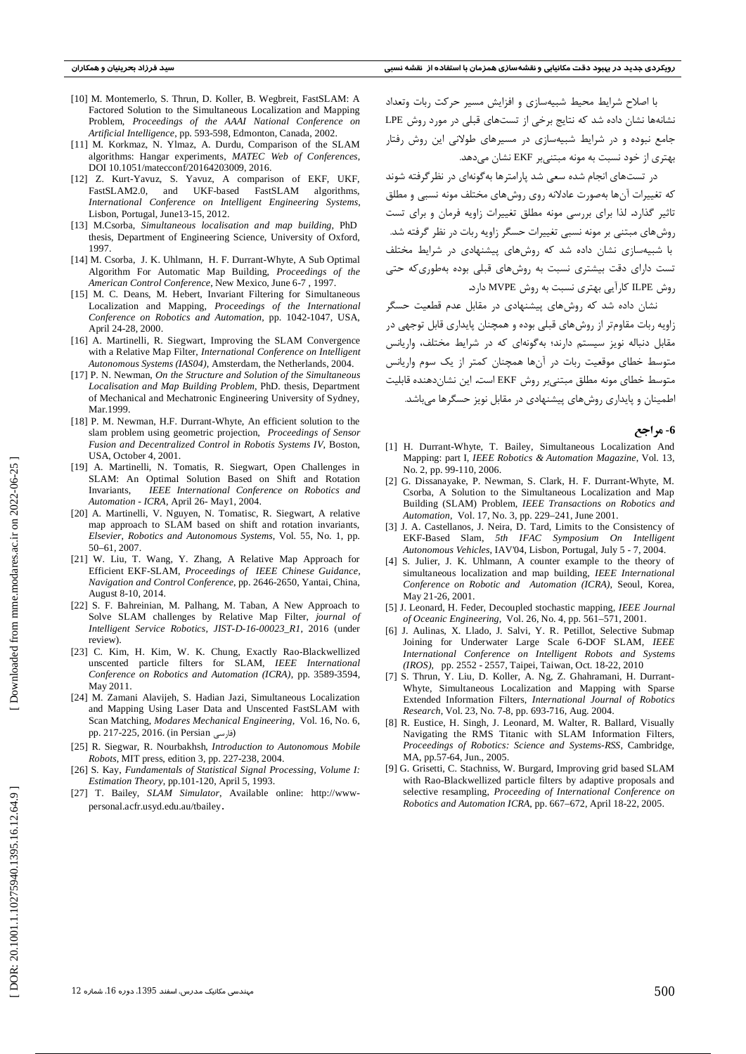با اصلاح شرایط محیط شبیه‌سازی و افزایش مسیر حرکت ربات وتعداد نشانه‌ها نشان داده شد که نتایج برخی از تست‌های قبلی در مورد روش LPE جامع نبوده و در شرایط شبیه‌سازی در مسیرهای طولانی این روش رفتار بهتری از خود نسبت به مونه مبتنی‌بر EKF نشان می‌دهد.

در تست‌های انجام شده سعی شد پارامترها به‌گونه‌ای در نظرگرفته شوند که تغییرات آن‌ها به‌صورت عادلانه روی روش‌های مختلف مونه نسبی و مطلق تاثیر گذارد. لذا برای بررسی مونه مطلق تغییرات زاویه فرمان و برای تست روش‌های مبتنی بر مونه نسبی تغییرات حسگر زاویه ربات در نظر گرفته شد. با شبیه‌سازی نشان داده شد که روش‌های پیشنهادی در شرایط مختلف تست دارای دقت بیشتری نسبت به روش‌های قبلی بوده به‌طوری‌که حتی روش ILPE کارآیی بهتری نسبت به روش MVPE دارد.

نشان داده شد که روش‌های پیشنهادی در مقابل عدم قطعیت حسگر زاویه ربات مقاوم‌تر از روش‌های قبلی بوده و همچنان پایداری قابل توجهی در مقابل دنباله نویز سیستم دارند؛ به‌گونه‌ای که در شرایط مختلف، واریانس متوسط خطای موقعیت ربات در آن‌ها همچنان کمتر از یک سوم واریانس متوسط خطای مونه مطلق مبتنی‌بر روش EKF است. این نشان‌دهنده قابلیت اطمینان و پایداری روش‌های پیشنهادی در مقابل نویز حسگرها می‌باشد.

## 6- مراجع

[1] H. Durrant-Whyte, T. Bailey, Simultaneous Localization And Mapping: part I, *IEEE Robotics & Automation Magazine*, Vol. 13, No. 2, pp. 99-110, 2006.

[2] G. Dissanayake, P. Newman, S. Clark, H. F. Durrant-Whyte, M. Csorba, A Solution to the Simultaneous Localization and Map Building (SLAM) Problem, *IEEE Transactions on Robotics and Automation*, Vol. 17, No. 3, pp. 229–241, June 2001.

[3] J. A. Castellanos, J. Neira, D. Tard, Limits to the Consistency of EKF-Based Slam, *5th IFAC Symposium On Intelligent Autonomous Vehicles*, IAV'04, Lisbon, Portugal, July 5 - 7, 2004.

[4] S. Julier, J. K. Uhlmann, A counter example to the theory of simultaneous localization and map building, *IEEE International Conference on Robotic and Automation (ICRA)*, Seoul, Korea, May 21-26, 2001.

[5] J. Leonard, H. Feder, Decoupled stochastic mapping, *IEEE Journal of Oceanic Engineering*, Vol. 26, No. 4, pp. 561–571, 2001.

[6] J. Aulinas, X. Llado, J. Salvi, Y. R. Petillot, Selective Submap Joining for Underwater Large Scale 6-DOF SLAM, *IEEE International Conference on Intelligent Robots and Systems (IROS)*, pp. 2552 - 2557, Taipei, Taiwan, Oct. 18-22, 2010

[7] S. Thrun, Y. Liu, D. Koller, A. Ng, Z. Ghahramani, H. Durrant-Whyte, Simultaneous Localization and Mapping with Sparse Extended Information Filters, *International Journal of Robotics Research*, Vol. 23, No. 7-8, pp. 693-716, Aug. 2004.

[8] R. Eustice, H. Singh, J. Leonard, M. Walter, R. Ballard, Visually Navigating the RMS Titanic with SLAM Information Filters, *Proceedings of Robotics: Science and Systems-RSS*, Cambridge, MA, pp.57-64, Jun., 2005.

[9] G. Grisetti, C. Stachniss, W. Burgard, Improving grid based SLAM with Rao-Blackwellized particle filters by adaptive proposals and selective resampling, *Proceeding of International Conference on Robotics and Automation ICRA*, pp. 667–672, April 18-22, 2005.

[10] M. Montemerlo, S. Thrun, D. Koller, B. Wegbreit, FastSLAM: A Factored Solution to the Simultaneous Localization and Mapping Problem, *Proceedings of the AAAI National Conference on Artificial Intelligence*, pp. 593-598, Edmonton, Canada, 2002.

[11] M. Korkmaz, N. Ylmaz, A. Durdu, Comparison of the SLAM algorithms: Hangar experiments, *MATEC Web of Conferences*, DOI 10.1051/matecconf/20164203009, 2016.

[12] Z. Kurt-Yavuz, S. Yavuz, A comparison of EKF, UKF, FastSLAM2.0, and UKF-based FastSLAM algorithms, *International Conference on Intelligent Engineering Systems*, Lisbon, Portugal, June13-15, 2012.

[13] M.Csorba, *Simultaneous localisation and map building*, PhD thesis, Department of Engineering Science, University of Oxford, 1997.

[14] M. Csorba, J. K. Uhlmann, H. F. Durrant-Whyte, A Sub Optimal Algorithm For Automatic Map Building, *Proceedings of the American Control Conference*, New Mexico, June 6-7 , 1997.

[15] M. C. Deans, M. Hebert, Invariant Filtering for Simultaneous Localization and Mapping, *Proceedings of the International Conference on Robotics and Automation*, pp. 1042-1047, USA, April 24-28, 2000.

[16] A. Martinelli, R. Siegwart, Improving the SLAM Convergence with a Relative Map Filter, *International Conference on Intelligent Autonomous Systems (IAS04)*, Amsterdam, the Netherlands, 2004.

[17] P. N. Newman, *On the Structure and Solution of the Simultaneous Localisation and Map Building Problem*, PhD. thesis, Department of Mechanical and Mechatronic Engineering University of Sydney, Mar.1999.

[18] P. M. Newman, H.F. Durrant-Whyte, An efficient solution to the slam problem using geometric projection, *Proceedings of Sensor Fusion and Decentralized Control in Robotis Systems IV*, Boston, USA, October 4, 2001.

[19] A. Martinelli, N. Tomatis, R. Siegwart, Open Challenges in SLAM: An Optimal Solution Based on Shift and Rotation Invariants, *IEEE International Conference on Robotics and Automation - ICRA*, April 26- May1, 2004.

[20] A. Martinelli, V. Nguyen, N. Tomatisc, R. Siegwart, A relative map approach to SLAM based on shift and rotation invariants, *Elsevier, Robotics and Autonomous Systems*, Vol. 55, No. 1, pp. 50–61, 2007.

[21] W. Liu, T. Wang, Y. Zhang, A Relative Map Approach for Efficient EKF-SLAM, *Proceedings of IEEE Chinese Guidance, Navigation and Control Conference*, pp. 2646-2650, Yantai, China, August 8-10, 2014.

[22] S. F. Bahreinian, M. Palhang, M. Taban, A New Approach to Solve SLAM challenges by Relative Map Filter, *journal of Intelligent Service Robotics*, *JIST-D-16-00023_R1*, 2016 (under review).

[23] C. Kim, H. Kim, W. K. Chung, Exactly Rao-Blackwellized unscented particle filters for SLAM, *IEEE International Conference on Robotics and Automation (ICRA)*, pp. 3589-3594, May 2011.

[24] M. Zamani Alavijeh, S. Hadian Jazi, Simultaneous Localization and Mapping Using Laser Data and Unscented FastSLAM with Scan Matching, *Modares Mechanical Engineering*, Vol. 16, No. 6, pp. 217-225, 2016. (in Persian فارسی)

[25] R. Siegwar, R. Nourbakhsh, *Introduction to Autonomous Mobile Robots*, MIT press, edition 3, pp. 227-238, 2004.

[26] S. Kay, *Fundamentals of Statistical Signal Processing, Volume I: Estimation Theory*, pp.101-120, April 5, 1993.

[27] T. Bailey, *SLAM Simulator*, Available online: http://www-personal.acfr.usyd.edu.au/tbailey.